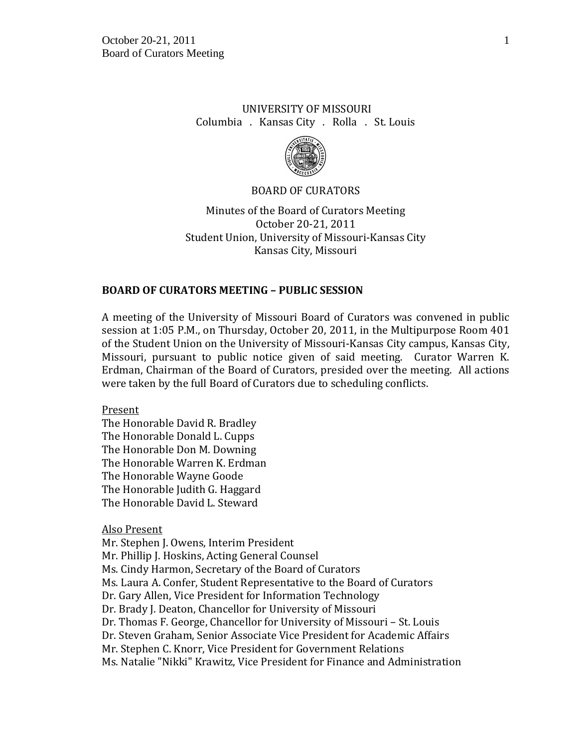UNIVERSITY OF MISSOURI
Columbia . Kansas City . Rolla . St. Louis

BOARD OF CURATORS

Minutes of the Board of Curators Meeting
October 20-21, 2011
Student Union, University of Missouri-Kansas City
Kansas City, Missouri

## BOARD OF CURATORS MEETING – PUBLIC SESSION

A meeting of the University of Missouri Board of Curators was convened in public session at 1:05 P.M., on Thursday, October 20, 2011, in the Multipurpose Room 401 of the Student Union on the University of Missouri-Kansas City campus, Kansas City, Missouri, pursuant to public notice given of said meeting. Curator Warren K. Erdman, Chairman of the Board of Curators, presided over the meeting. All actions were taken by the full Board of Curators due to scheduling conflicts.

Present
The Honorable David R. Bradley
The Honorable Donald L. Cupps
The Honorable Don M. Downing
The Honorable Warren K. Erdman
The Honorable Wayne Goode
The Honorable Judith G. Haggard
The Honorable David L. Steward

Also Present
Mr. Stephen J. Owens, Interim President
Mr. Phillip J. Hoskins, Acting General Counsel
Ms. Cindy Harmon, Secretary of the Board of Curators
Ms. Laura A. Confer, Student Representative to the Board of Curators
Dr. Gary Allen, Vice President for Information Technology
Dr. Brady J. Deaton, Chancellor for University of Missouri
Dr. Thomas F. George, Chancellor for University of Missouri – St. Louis
Dr. Steven Graham, Senior Associate Vice President for Academic Affairs
Mr. Stephen C. Knorr, Vice President for Government Relations
Ms. Natalie "Nikki" Krawitz, Vice President for Finance and Administration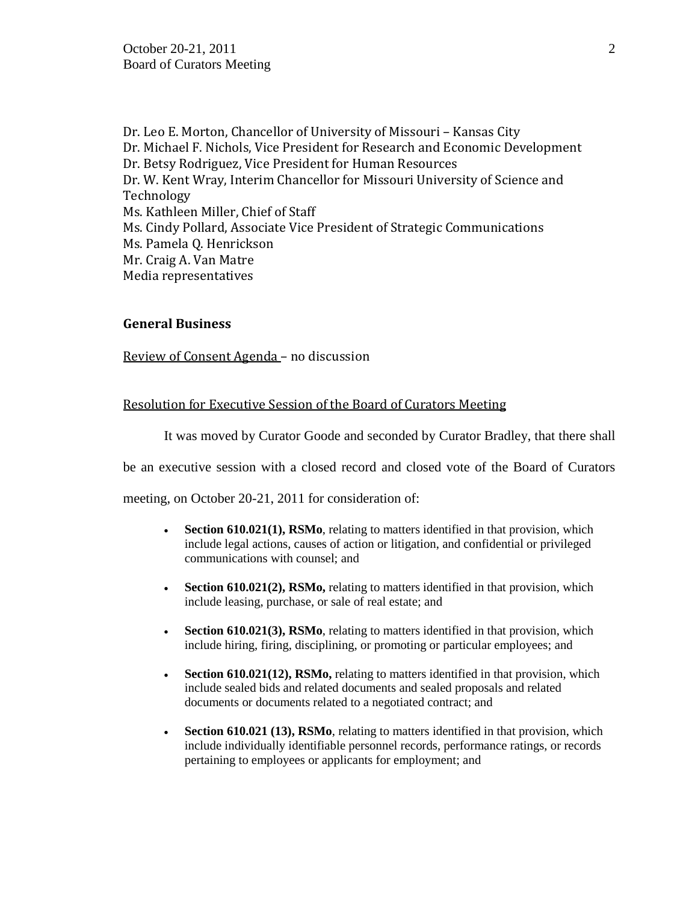Dr. Leo E. Morton, Chancellor of University of Missouri – Kansas City
Dr. Michael F. Nichols, Vice President for Research and Economic Development
Dr. Betsy Rodriguez, Vice President for Human Resources
Dr. W. Kent Wray, Interim Chancellor for Missouri University of Science and Technology
Ms. Kathleen Miller, Chief of Staff
Ms. Cindy Pollard, Associate Vice President of Strategic Communications
Ms. Pamela Q. Henrickson
Mr. Craig A. Van Matre
Media representatives

## General Business

Review of Consent Agenda – no discussion

Resolution for Executive Session of the Board of Curators Meeting

It was moved by Curator Goode and seconded by Curator Bradley, that there shall be an executive session with a closed record and closed vote of the Board of Curators meeting, on October 20-21, 2011 for consideration of:

- **Section 610.021(1), RSMo**, relating to matters identified in that provision, which include legal actions, causes of action or litigation, and confidential or privileged communications with counsel; and
- **Section 610.021(2), RSMo,** relating to matters identified in that provision, which include leasing, purchase, or sale of real estate; and
- **Section 610.021(3), RSMo**, relating to matters identified in that provision, which include hiring, firing, disciplining, or promoting or particular employees; and
- **Section 610.021(12), RSMo,** relating to matters identified in that provision, which include sealed bids and related documents and sealed proposals and related documents or documents related to a negotiated contract; and
- **Section 610.021 (13), RSMo**, relating to matters identified in that provision, which include individually identifiable personnel records, performance ratings, or records pertaining to employees or applicants for employment; and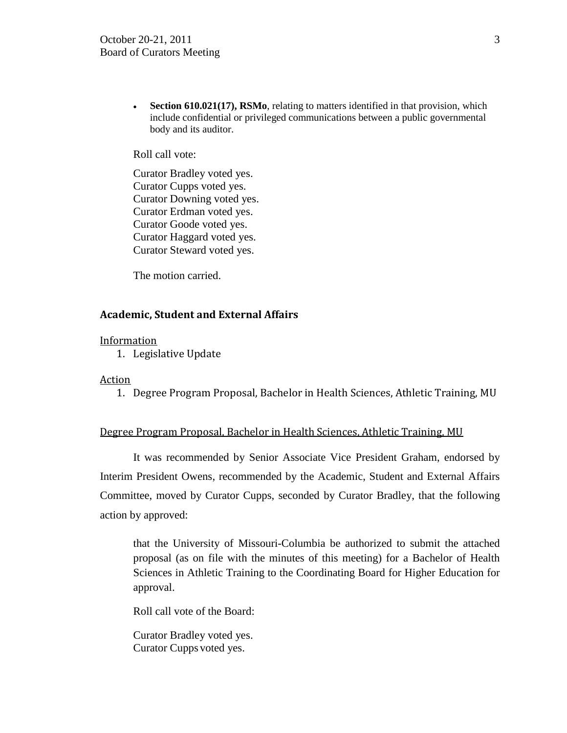- **Section 610.021(17), RSMo**, relating to matters identified in that provision, which include confidential or privileged communications between a public governmental body and its auditor.

Roll call vote:

Curator Bradley voted yes.
Curator Cupps voted yes.
Curator Downing voted yes.
Curator Erdman voted yes.
Curator Goode voted yes.
Curator Haggard voted yes.
Curator Steward voted yes.

The motion carried.

## Academic, Student and External Affairs

Information

1. Legislative Update

Action

1. Degree Program Proposal, Bachelor in Health Sciences, Athletic Training, MU

Degree Program Proposal, Bachelor in Health Sciences, Athletic Training, MU

It was recommended by Senior Associate Vice President Graham, endorsed by Interim President Owens, recommended by the Academic, Student and External Affairs Committee, moved by Curator Cupps, seconded by Curator Bradley, that the following action by approved:

> that the University of Missouri-Columbia be authorized to submit the attached proposal (as on file with the minutes of this meeting) for a Bachelor of Health Sciences in Athletic Training to the Coordinating Board for Higher Education for approval.

Roll call vote of the Board:

Curator Bradley voted yes.
Curator Cupps voted yes.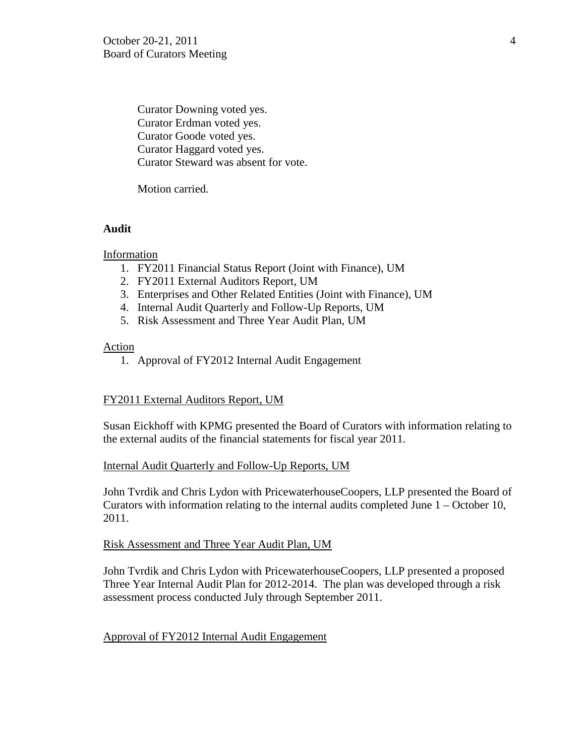Curator Downing voted yes.
Curator Erdman voted yes.
Curator Goode voted yes.
Curator Haggard voted yes.
Curator Steward was absent for vote.

Motion carried.

**Audit**

Information

1. FY2011 Financial Status Report (Joint with Finance), UM
2. FY2011 External Auditors Report, UM
3. Enterprises and Other Related Entities (Joint with Finance), UM
4. Internal Audit Quarterly and Follow-Up Reports, UM
5. Risk Assessment and Three Year Audit Plan, UM

Action

1. Approval of FY2012 Internal Audit Engagement

FY2011 External Auditors Report, UM

Susan Eickhoff with KPMG presented the Board of Curators with information relating to the external audits of the financial statements for fiscal year 2011.

Internal Audit Quarterly and Follow-Up Reports, UM

John Tvrdik and Chris Lydon with PricewaterhouseCoopers, LLP presented the Board of Curators with information relating to the internal audits completed June 1 – October 10, 2011.

Risk Assessment and Three Year Audit Plan, UM

John Tvrdik and Chris Lydon with PricewaterhouseCoopers, LLP presented a proposed Three Year Internal Audit Plan for 2012-2014. The plan was developed through a risk assessment process conducted July through September 2011.

Approval of FY2012 Internal Audit Engagement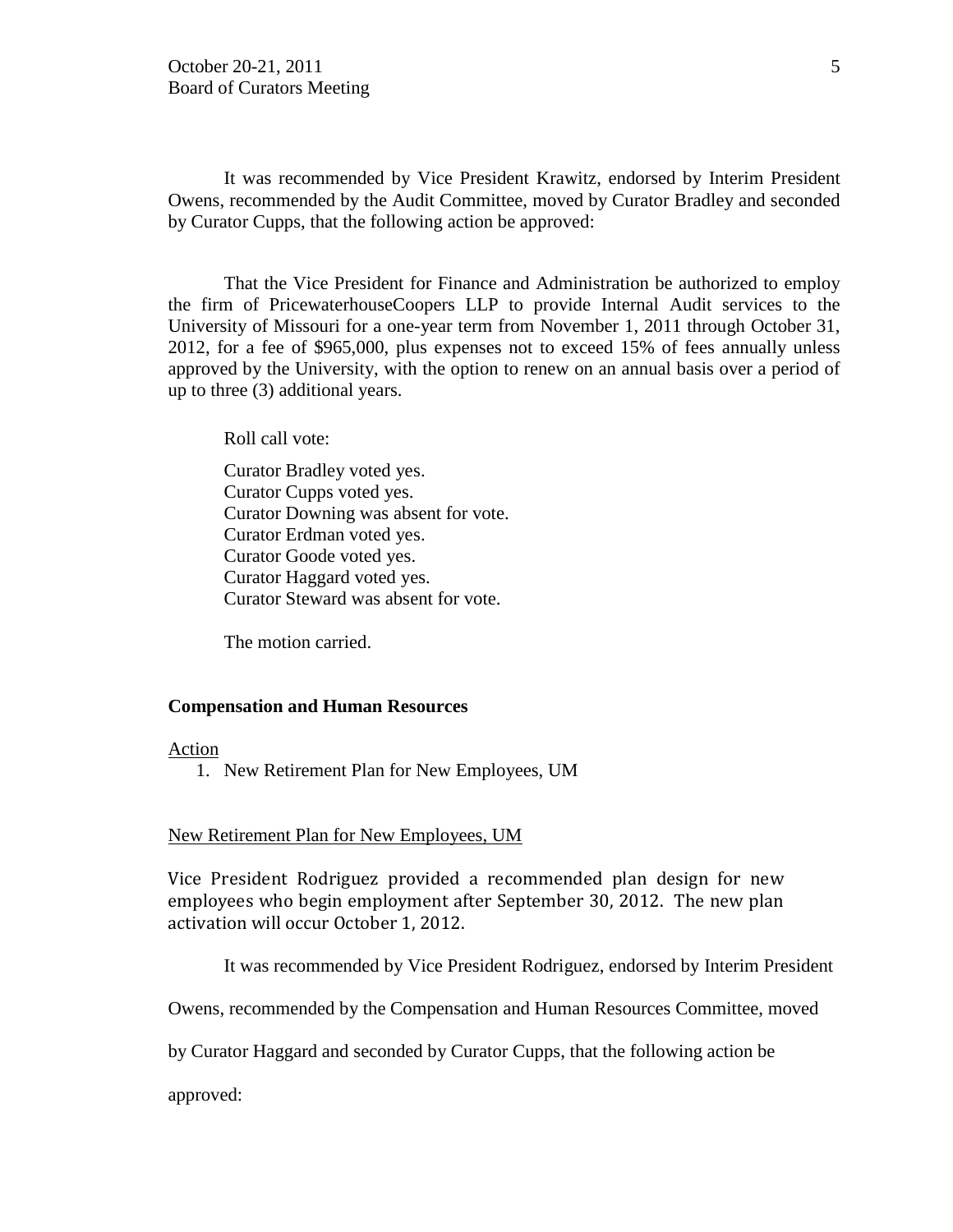It was recommended by Vice President Krawitz, endorsed by Interim President Owens, recommended by the Audit Committee, moved by Curator Bradley and seconded by Curator Cupps, that the following action be approved:

That the Vice President for Finance and Administration be authorized to employ the firm of PricewaterhouseCoopers LLP to provide Internal Audit services to the University of Missouri for a one-year term from November 1, 2011 through October 31, 2012, for a fee of \$965,000, plus expenses not to exceed 15% of fees annually unless approved by the University, with the option to renew on an annual basis over a period of up to three (3) additional years.

Roll call vote:

Curator Bradley voted yes.
Curator Cupps voted yes.
Curator Downing was absent for vote.
Curator Erdman voted yes.
Curator Goode voted yes.
Curator Haggard voted yes.
Curator Steward was absent for vote.

The motion carried.

**Compensation and Human Resources**

Action

1. New Retirement Plan for New Employees, UM

New Retirement Plan for New Employees, UM

Vice President Rodriguez provided a recommended plan design for new employees who begin employment after September 30, 2012. The new plan activation will occur October 1, 2012.

It was recommended by Vice President Rodriguez, endorsed by Interim President Owens, recommended by the Compensation and Human Resources Committee, moved by Curator Haggard and seconded by Curator Cupps, that the following action be approved: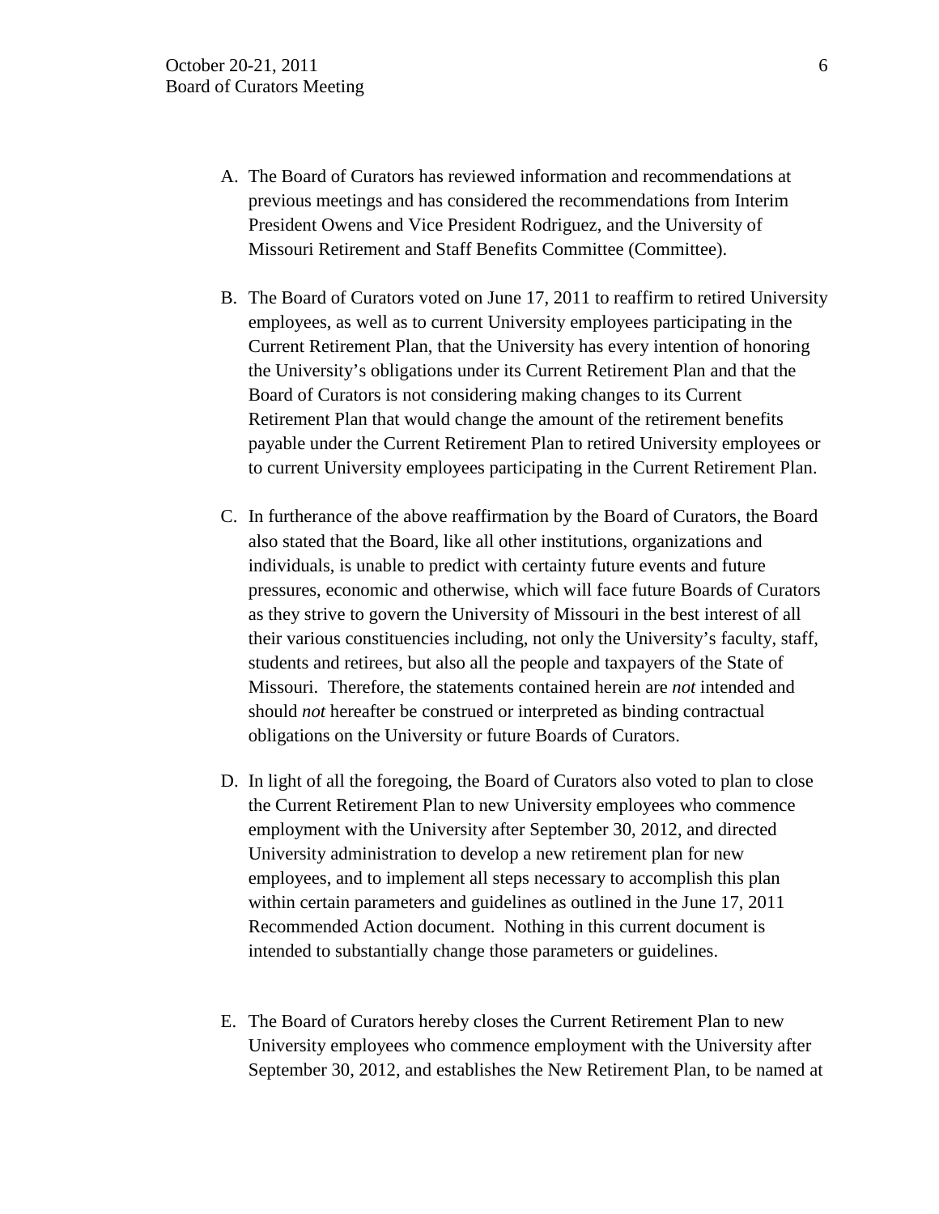A. The Board of Curators has reviewed information and recommendations at previous meetings and has considered the recommendations from Interim President Owens and Vice President Rodriguez, and the University of Missouri Retirement and Staff Benefits Committee (Committee).

B. The Board of Curators voted on June 17, 2011 to reaffirm to retired University employees, as well as to current University employees participating in the Current Retirement Plan, that the University has every intention of honoring the University's obligations under its Current Retirement Plan and that the Board of Curators is not considering making changes to its Current Retirement Plan that would change the amount of the retirement benefits payable under the Current Retirement Plan to retired University employees or to current University employees participating in the Current Retirement Plan.

C. In furtherance of the above reaffirmation by the Board of Curators, the Board also stated that the Board, like all other institutions, organizations and individuals, is unable to predict with certainty future events and future pressures, economic and otherwise, which will face future Boards of Curators as they strive to govern the University of Missouri in the best interest of all their various constituencies including, not only the University's faculty, staff, students and retirees, but also all the people and taxpayers of the State of Missouri. Therefore, the statements contained herein are *not* intended and should *not* hereafter be construed or interpreted as binding contractual obligations on the University or future Boards of Curators.

D. In light of all the foregoing, the Board of Curators also voted to plan to close the Current Retirement Plan to new University employees who commence employment with the University after September 30, 2012, and directed University administration to develop a new retirement plan for new employees, and to implement all steps necessary to accomplish this plan within certain parameters and guidelines as outlined in the June 17, 2011 Recommended Action document. Nothing in this current document is intended to substantially change those parameters or guidelines.

E. The Board of Curators hereby closes the Current Retirement Plan to new University employees who commence employment with the University after September 30, 2012, and establishes the New Retirement Plan, to be named at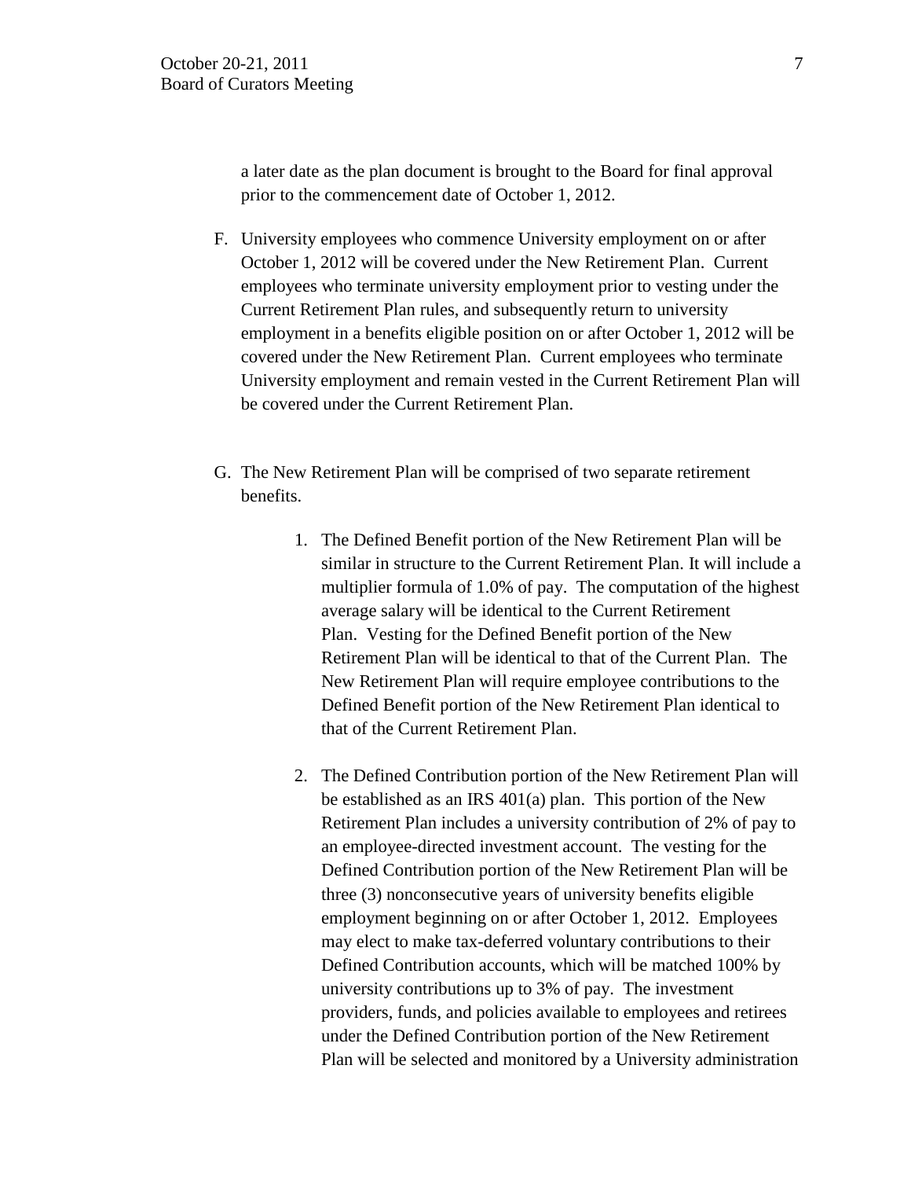a later date as the plan document is brought to the Board for final approval prior to the commencement date of October 1, 2012.

F. University employees who commence University employment on or after October 1, 2012 will be covered under the New Retirement Plan. Current employees who terminate university employment prior to vesting under the Current Retirement Plan rules, and subsequently return to university employment in a benefits eligible position on or after October 1, 2012 will be covered under the New Retirement Plan. Current employees who terminate University employment and remain vested in the Current Retirement Plan will be covered under the Current Retirement Plan.

G. The New Retirement Plan will be comprised of two separate retirement benefits.

   1. The Defined Benefit portion of the New Retirement Plan will be similar in structure to the Current Retirement Plan. It will include a multiplier formula of 1.0% of pay. The computation of the highest average salary will be identical to the Current Retirement Plan. Vesting for the Defined Benefit portion of the New Retirement Plan will be identical to that of the Current Plan. The New Retirement Plan will require employee contributions to the Defined Benefit portion of the New Retirement Plan identical to that of the Current Retirement Plan.

   2. The Defined Contribution portion of the New Retirement Plan will be established as an IRS 401(a) plan. This portion of the New Retirement Plan includes a university contribution of 2% of pay to an employee-directed investment account. The vesting for the Defined Contribution portion of the New Retirement Plan will be three (3) nonconsecutive years of university benefits eligible employment beginning on or after October 1, 2012. Employees may elect to make tax-deferred voluntary contributions to their Defined Contribution accounts, which will be matched 100% by university contributions up to 3% of pay. The investment providers, funds, and policies available to employees and retirees under the Defined Contribution portion of the New Retirement Plan will be selected and monitored by a University administration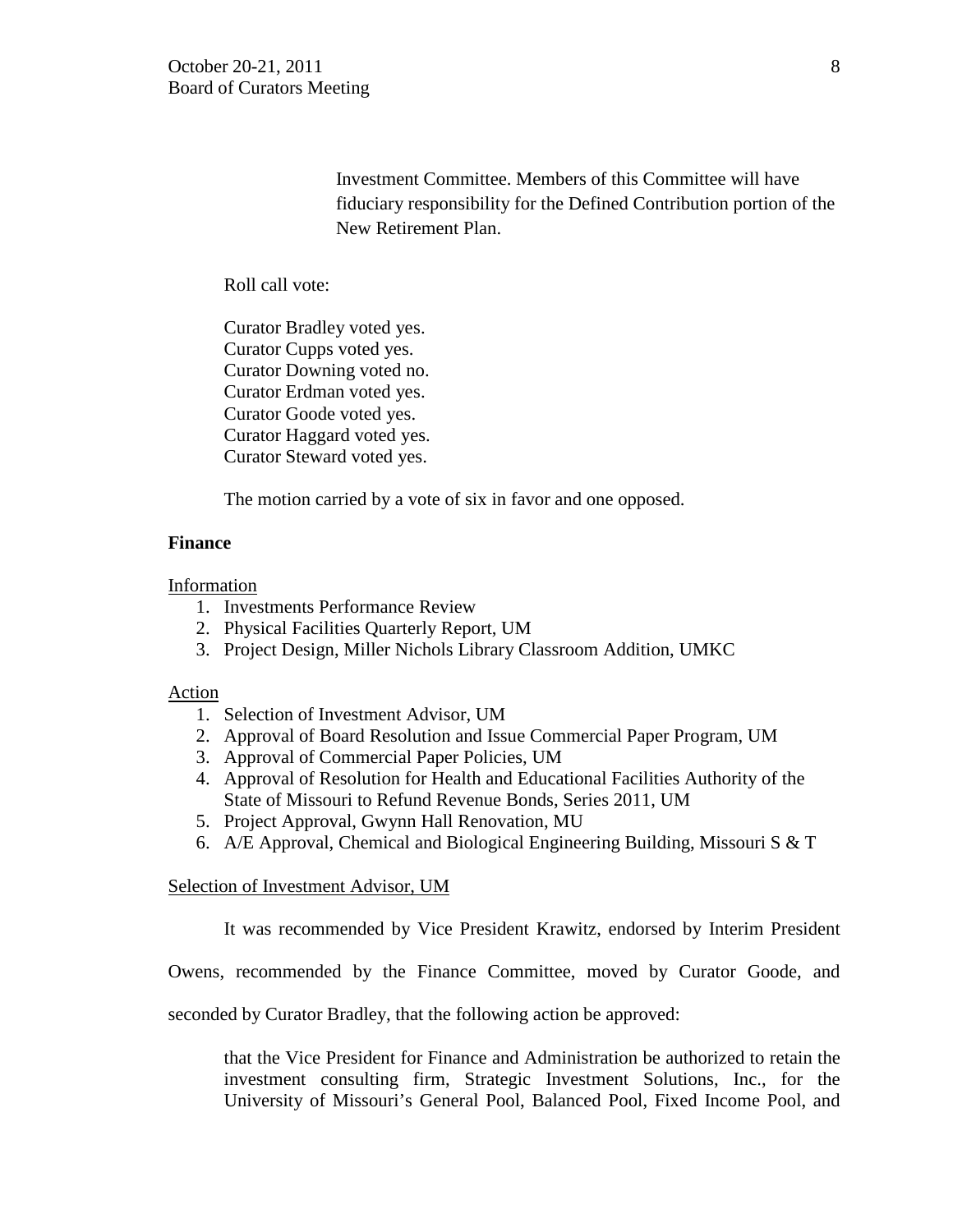Investment Committee. Members of this Committee will have fiduciary responsibility for the Defined Contribution portion of the New Retirement Plan.

Roll call vote:

Curator Bradley voted yes.
Curator Cupps voted yes.
Curator Downing voted no.
Curator Erdman voted yes.
Curator Goode voted yes.
Curator Haggard voted yes.
Curator Steward voted yes.

The motion carried by a vote of six in favor and one opposed.

**Finance**

Information

1. Investments Performance Review
2. Physical Facilities Quarterly Report, UM
3. Project Design, Miller Nichols Library Classroom Addition, UMKC

Action

1. Selection of Investment Advisor, UM
2. Approval of Board Resolution and Issue Commercial Paper Program, UM
3. Approval of Commercial Paper Policies, UM
4. Approval of Resolution for Health and Educational Facilities Authority of the State of Missouri to Refund Revenue Bonds, Series 2011, UM
5. Project Approval, Gwynn Hall Renovation, MU
6. A/E Approval, Chemical and Biological Engineering Building, Missouri S & T

Selection of Investment Advisor, UM

It was recommended by Vice President Krawitz, endorsed by Interim President Owens, recommended by the Finance Committee, moved by Curator Goode, and seconded by Curator Bradley, that the following action be approved:

that the Vice President for Finance and Administration be authorized to retain the investment consulting firm, Strategic Investment Solutions, Inc., for the University of Missouri's General Pool, Balanced Pool, Fixed Income Pool, and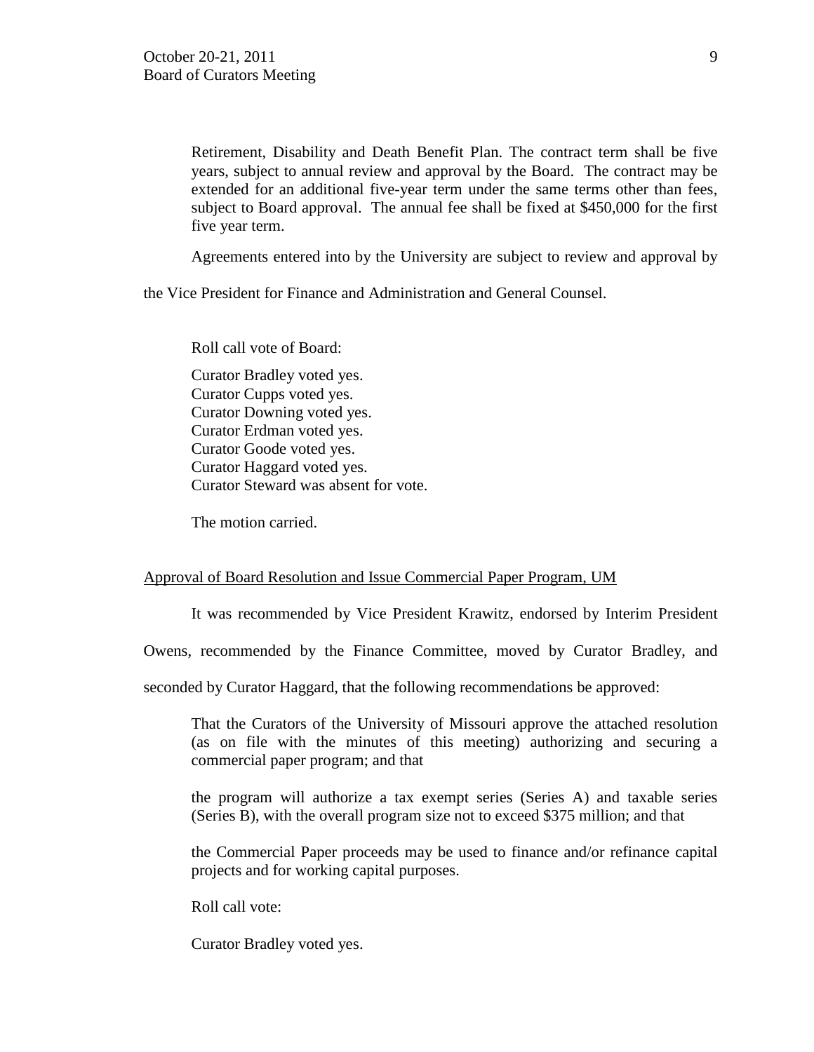Retirement, Disability and Death Benefit Plan. The contract term shall be five years, subject to annual review and approval by the Board. The contract may be extended for an additional five-year term under the same terms other than fees, subject to Board approval. The annual fee shall be fixed at $450,000 for the first five year term.

Agreements entered into by the University are subject to review and approval by the Vice President for Finance and Administration and General Counsel.

Roll call vote of Board:

Curator Bradley voted yes.
Curator Cupps voted yes.
Curator Downing voted yes.
Curator Erdman voted yes.
Curator Goode voted yes.
Curator Haggard voted yes.
Curator Steward was absent for vote.

The motion carried.

Approval of Board Resolution and Issue Commercial Paper Program, UM

It was recommended by Vice President Krawitz, endorsed by Interim President Owens, recommended by the Finance Committee, moved by Curator Bradley, and seconded by Curator Haggard, that the following recommendations be approved:

That the Curators of the University of Missouri approve the attached resolution (as on file with the minutes of this meeting) authorizing and securing a commercial paper program; and that

the program will authorize a tax exempt series (Series A) and taxable series (Series B), with the overall program size not to exceed $375 million; and that

the Commercial Paper proceeds may be used to finance and/or refinance capital projects and for working capital purposes.

Roll call vote:

Curator Bradley voted yes.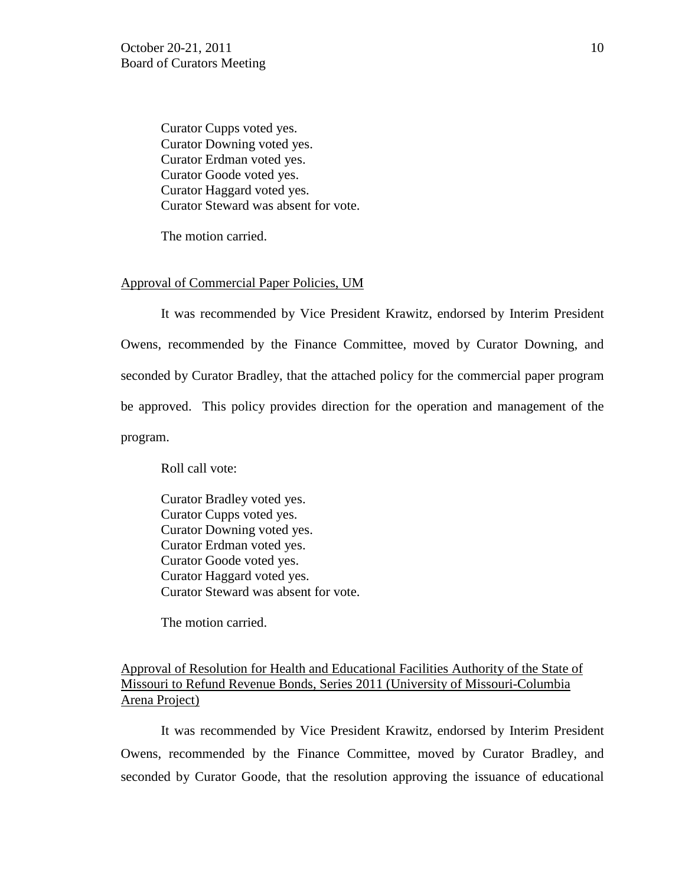Curator Cupps voted yes.
Curator Downing voted yes.
Curator Erdman voted yes.
Curator Goode voted yes.
Curator Haggard voted yes.
Curator Steward was absent for vote.

The motion carried.

<u>Approval of Commercial Paper Policies, UM</u>

It was recommended by Vice President Krawitz, endorsed by Interim President Owens, recommended by the Finance Committee, moved by Curator Downing, and seconded by Curator Bradley, that the attached policy for the commercial paper program be approved. This policy provides direction for the operation and management of the program.

Roll call vote:

Curator Bradley voted yes.
Curator Cupps voted yes.
Curator Downing voted yes.
Curator Erdman voted yes.
Curator Goode voted yes.
Curator Haggard voted yes.
Curator Steward was absent for vote.

The motion carried.

<u>Approval of Resolution for Health and Educational Facilities Authority of the State of Missouri to Refund Revenue Bonds, Series 2011 (University of Missouri-Columbia Arena Project)</u>

It was recommended by Vice President Krawitz, endorsed by Interim President Owens, recommended by the Finance Committee, moved by Curator Bradley, and seconded by Curator Goode, that the resolution approving the issuance of educational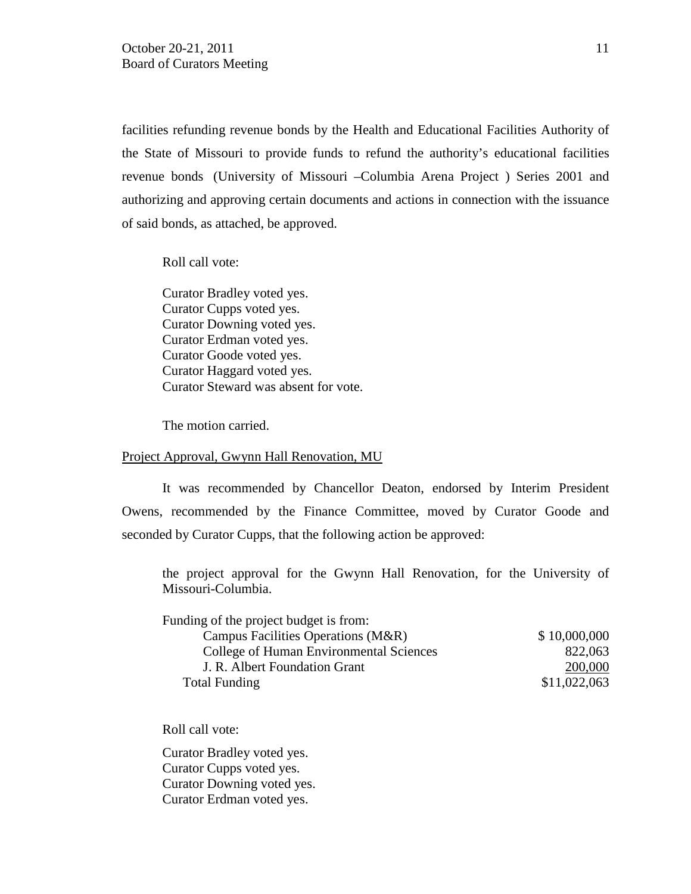facilities refunding revenue bonds by the Health and Educational Facilities Authority of the State of Missouri to provide funds to refund the authority's educational facilities revenue bonds (University of Missouri –Columbia Arena Project ) Series 2001 and authorizing and approving certain documents and actions in connection with the issuance of said bonds, as attached, be approved.

Roll call vote:

Curator Bradley voted yes.
Curator Cupps voted yes.
Curator Downing voted yes.
Curator Erdman voted yes.
Curator Goode voted yes.
Curator Haggard voted yes.
Curator Steward was absent for vote.

The motion carried.

Project Approval, Gwynn Hall Renovation, MU

It was recommended by Chancellor Deaton, endorsed by Interim President Owens, recommended by the Finance Committee, moved by Curator Goode and seconded by Curator Cupps, that the following action be approved:

the project approval for the Gwynn Hall Renovation, for the University of Missouri-Columbia.

| Funding of the project budget is from: | |
|---|---|
| Campus Facilities Operations (M&R) | $ 10,000,000 |
| College of Human Environmental Sciences | 822,063 |
| J. R. Albert Foundation Grant | 200,000 |
| Total Funding | $11,022,063 |

Roll call vote:

Curator Bradley voted yes.
Curator Cupps voted yes.
Curator Downing voted yes.
Curator Erdman voted yes.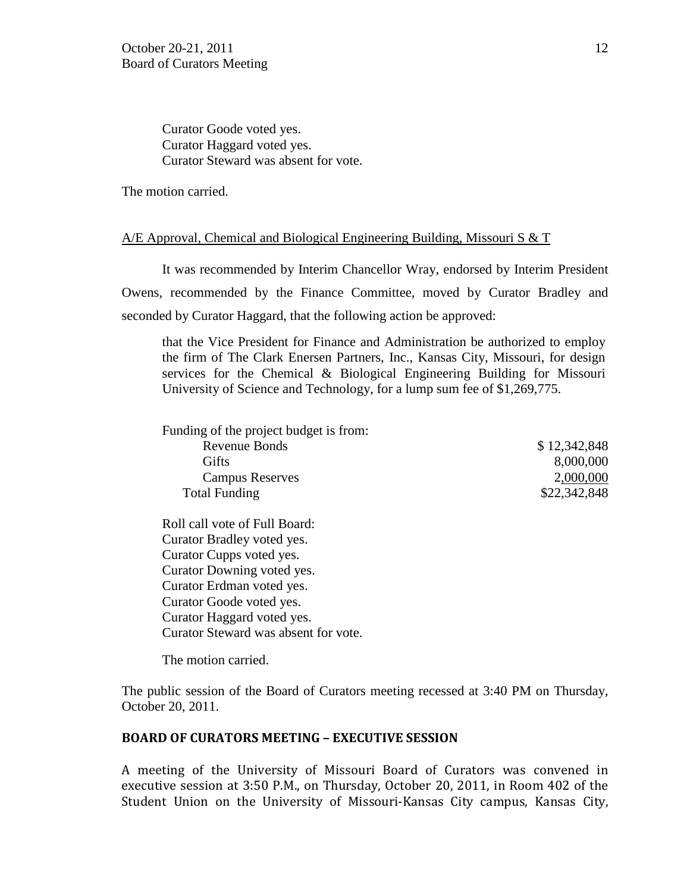Curator Goode voted yes.
Curator Haggard voted yes.
Curator Steward was absent for vote.

The motion carried.

A/E Approval, Chemical and Biological Engineering Building, Missouri S & T

It was recommended by Interim Chancellor Wray, endorsed by Interim President Owens, recommended by the Finance Committee, moved by Curator Bradley and seconded by Curator Haggard, that the following action be approved:

> that the Vice President for Finance and Administration be authorized to employ the firm of The Clark Enersen Partners, Inc., Kansas City, Missouri, for design services for the Chemical & Biological Engineering Building for Missouri University of Science and Technology, for a lump sum fee of $1,269,775.

Funding of the project budget is from:

| | |
|---|---|
| Revenue Bonds | $ 12,342,848 |
| Gifts | 8,000,000 |
| Campus Reserves | 2,000,000 |
| Total Funding | $22,342,848 |

Roll call vote of Full Board:
Curator Bradley voted yes.
Curator Cupps voted yes.
Curator Downing voted yes.
Curator Erdman voted yes.
Curator Goode voted yes.
Curator Haggard voted yes.
Curator Steward was absent for vote.

The motion carried.

The public session of the Board of Curators meeting recessed at 3:40 PM on Thursday, October 20, 2011.

**BOARD OF CURATORS MEETING – EXECUTIVE SESSION**

A meeting of the University of Missouri Board of Curators was convened in executive session at 3:50 P.M., on Thursday, October 20, 2011, in Room 402 of the Student Union on the University of Missouri-Kansas City campus, Kansas City,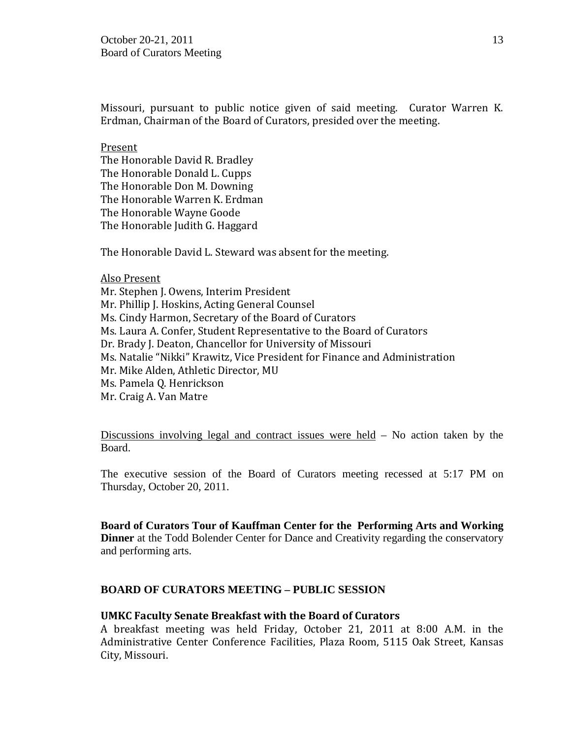Missouri, pursuant to public notice given of said meeting. Curator Warren K. Erdman, Chairman of the Board of Curators, presided over the meeting.

Present

The Honorable David R. Bradley
The Honorable Donald L. Cupps
The Honorable Don M. Downing
The Honorable Warren K. Erdman
The Honorable Wayne Goode
The Honorable Judith G. Haggard

The Honorable David L. Steward was absent for the meeting.

Also Present

Mr. Stephen J. Owens, Interim President
Mr. Phillip J. Hoskins, Acting General Counsel
Ms. Cindy Harmon, Secretary of the Board of Curators
Ms. Laura A. Confer, Student Representative to the Board of Curators
Dr. Brady J. Deaton, Chancellor for University of Missouri
Ms. Natalie "Nikki" Krawitz, Vice President for Finance and Administration
Mr. Mike Alden, Athletic Director, MU
Ms. Pamela Q. Henrickson
Mr. Craig A. Van Matre

Discussions involving legal and contract issues were held – No action taken by the Board.

The executive session of the Board of Curators meeting recessed at 5:17 PM on Thursday, October 20, 2011.

**Board of Curators Tour of Kauffman Center for the Performing Arts and Working Dinner** at the Todd Bolender Center for Dance and Creativity regarding the conservatory and performing arts.

## BOARD OF CURATORS MEETING – PUBLIC SESSION

**UMKC Faculty Senate Breakfast with the Board of Curators**

A breakfast meeting was held Friday, October 21, 2011 at 8:00 A.M. in the Administrative Center Conference Facilities, Plaza Room, 5115 Oak Street, Kansas City, Missouri.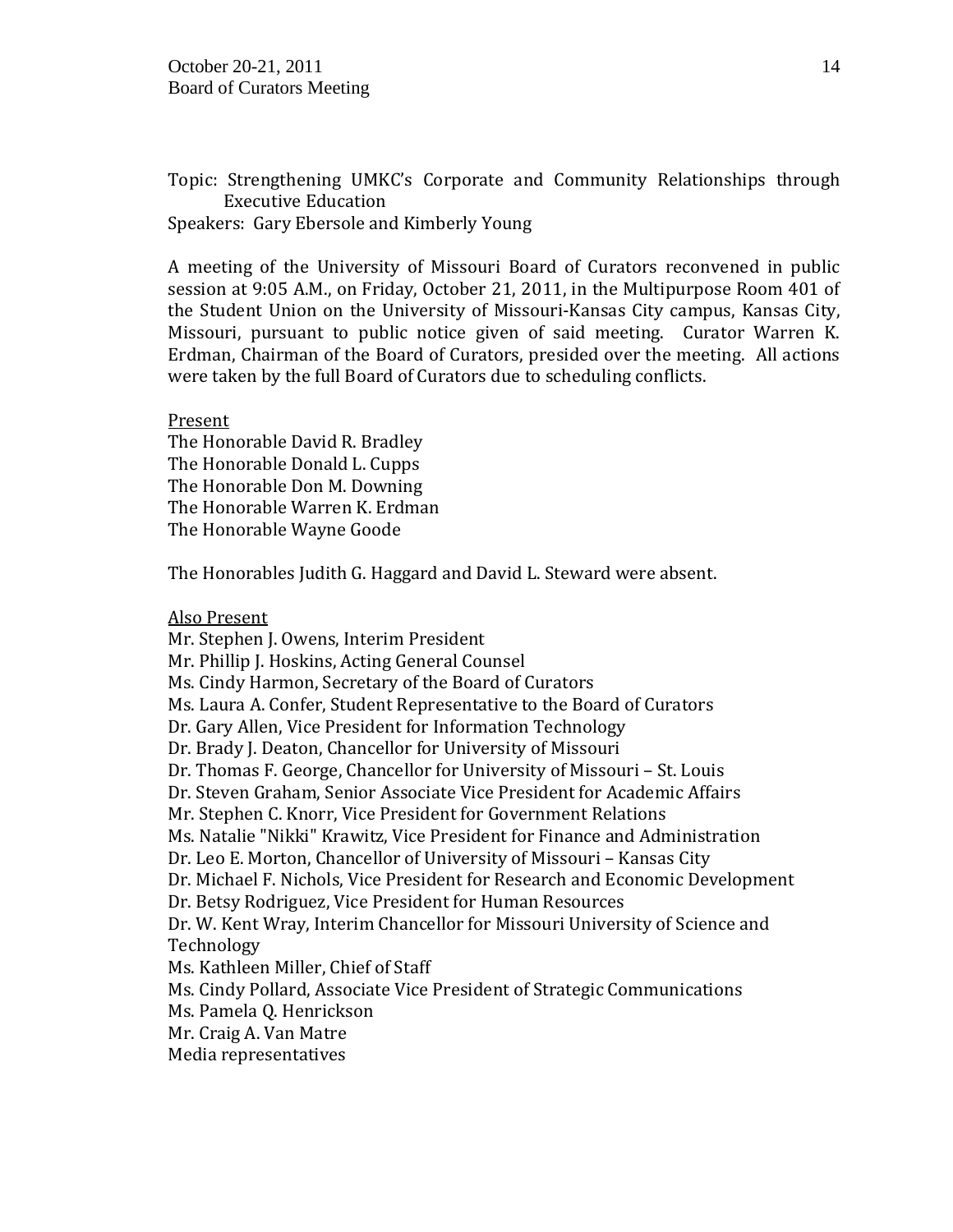Topic: Strengthening UMKC's Corporate and Community Relationships through Executive Education

Speakers: Gary Ebersole and Kimberly Young

A meeting of the University of Missouri Board of Curators reconvened in public session at 9:05 A.M., on Friday, October 21, 2011, in the Multipurpose Room 401 of the Student Union on the University of Missouri-Kansas City campus, Kansas City, Missouri, pursuant to public notice given of said meeting. Curator Warren K. Erdman, Chairman of the Board of Curators, presided over the meeting. All actions were taken by the full Board of Curators due to scheduling conflicts.

Present

The Honorable David R. Bradley
The Honorable Donald L. Cupps
The Honorable Don M. Downing
The Honorable Warren K. Erdman
The Honorable Wayne Goode

The Honorables Judith G. Haggard and David L. Steward were absent.

Also Present

Mr. Stephen J. Owens, Interim President
Mr. Phillip J. Hoskins, Acting General Counsel
Ms. Cindy Harmon, Secretary of the Board of Curators
Ms. Laura A. Confer, Student Representative to the Board of Curators
Dr. Gary Allen, Vice President for Information Technology
Dr. Brady J. Deaton, Chancellor for University of Missouri
Dr. Thomas F. George, Chancellor for University of Missouri – St. Louis
Dr. Steven Graham, Senior Associate Vice President for Academic Affairs
Mr. Stephen C. Knorr, Vice President for Government Relations
Ms. Natalie "Nikki" Krawitz, Vice President for Finance and Administration
Dr. Leo E. Morton, Chancellor of University of Missouri – Kansas City
Dr. Michael F. Nichols, Vice President for Research and Economic Development
Dr. Betsy Rodriguez, Vice President for Human Resources
Dr. W. Kent Wray, Interim Chancellor for Missouri University of Science and Technology
Ms. Kathleen Miller, Chief of Staff
Ms. Cindy Pollard, Associate Vice President of Strategic Communications
Ms. Pamela Q. Henrickson
Mr. Craig A. Van Matre
Media representatives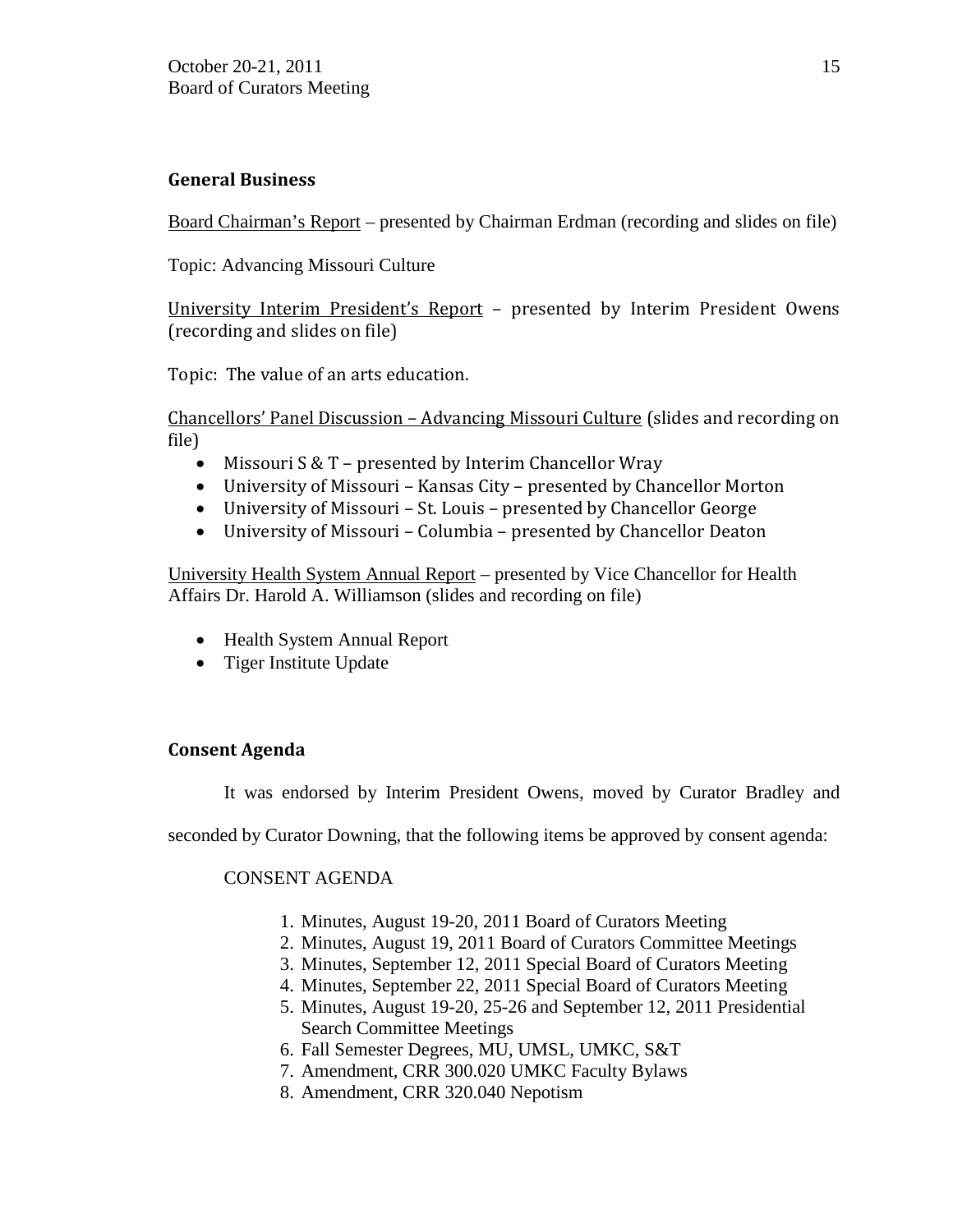## General Business

Board Chairman's Report – presented by Chairman Erdman (recording and slides on file)

Topic: Advancing Missouri Culture

University Interim President's Report – presented by Interim President Owens (recording and slides on file)

Topic: The value of an arts education.

Chancellors' Panel Discussion – Advancing Missouri Culture (slides and recording on file)

- Missouri S & T – presented by Interim Chancellor Wray
- University of Missouri – Kansas City – presented by Chancellor Morton
- University of Missouri – St. Louis – presented by Chancellor George
- University of Missouri – Columbia – presented by Chancellor Deaton

University Health System Annual Report – presented by Vice Chancellor for Health Affairs Dr. Harold A. Williamson (slides and recording on file)

- Health System Annual Report
- Tiger Institute Update

## Consent Agenda

It was endorsed by Interim President Owens, moved by Curator Bradley and seconded by Curator Downing, that the following items be approved by consent agenda:

CONSENT AGENDA

1. Minutes, August 19-20, 2011 Board of Curators Meeting
2. Minutes, August 19, 2011 Board of Curators Committee Meetings
3. Minutes, September 12, 2011 Special Board of Curators Meeting
4. Minutes, September 22, 2011 Special Board of Curators Meeting
5. Minutes, August 19-20, 25-26 and September 12, 2011 Presidential Search Committee Meetings
6. Fall Semester Degrees, MU, UMSL, UMKC, S&T
7. Amendment, CRR 300.020 UMKC Faculty Bylaws
8. Amendment, CRR 320.040 Nepotism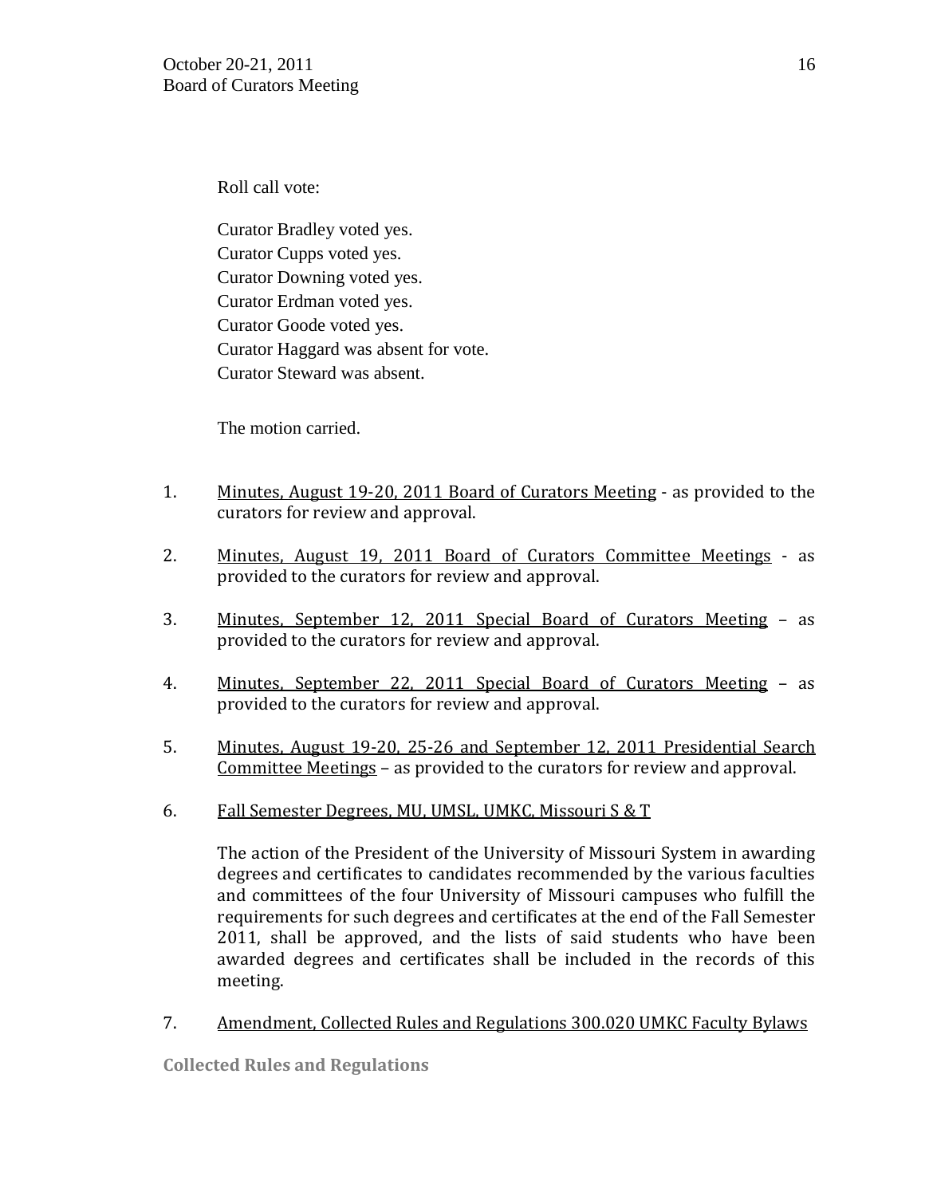Roll call vote:

Curator Bradley voted yes.
Curator Cupps voted yes.
Curator Downing voted yes.
Curator Erdman voted yes.
Curator Goode voted yes.
Curator Haggard was absent for vote.
Curator Steward was absent.

The motion carried.

1. Minutes, August 19-20, 2011 Board of Curators Meeting - as provided to the curators for review and approval.

2. Minutes, August 19, 2011 Board of Curators Committee Meetings - as provided to the curators for review and approval.

3. Minutes, September 12, 2011 Special Board of Curators Meeting – as provided to the curators for review and approval.

4. Minutes, September 22, 2011 Special Board of Curators Meeting – as provided to the curators for review and approval.

5. Minutes, August 19-20, 25-26 and September 12, 2011 Presidential Search Committee Meetings – as provided to the curators for review and approval.

6. Fall Semester Degrees, MU, UMSL, UMKC, Missouri S & T

   The action of the President of the University of Missouri System in awarding degrees and certificates to candidates recommended by the various faculties and committees of the four University of Missouri campuses who fulfill the requirements for such degrees and certificates at the end of the Fall Semester 2011, shall be approved, and the lists of said students who have been awarded degrees and certificates shall be included in the records of this meeting.

7. Amendment, Collected Rules and Regulations 300.020 UMKC Faculty Bylaws

**Collected Rules and Regulations**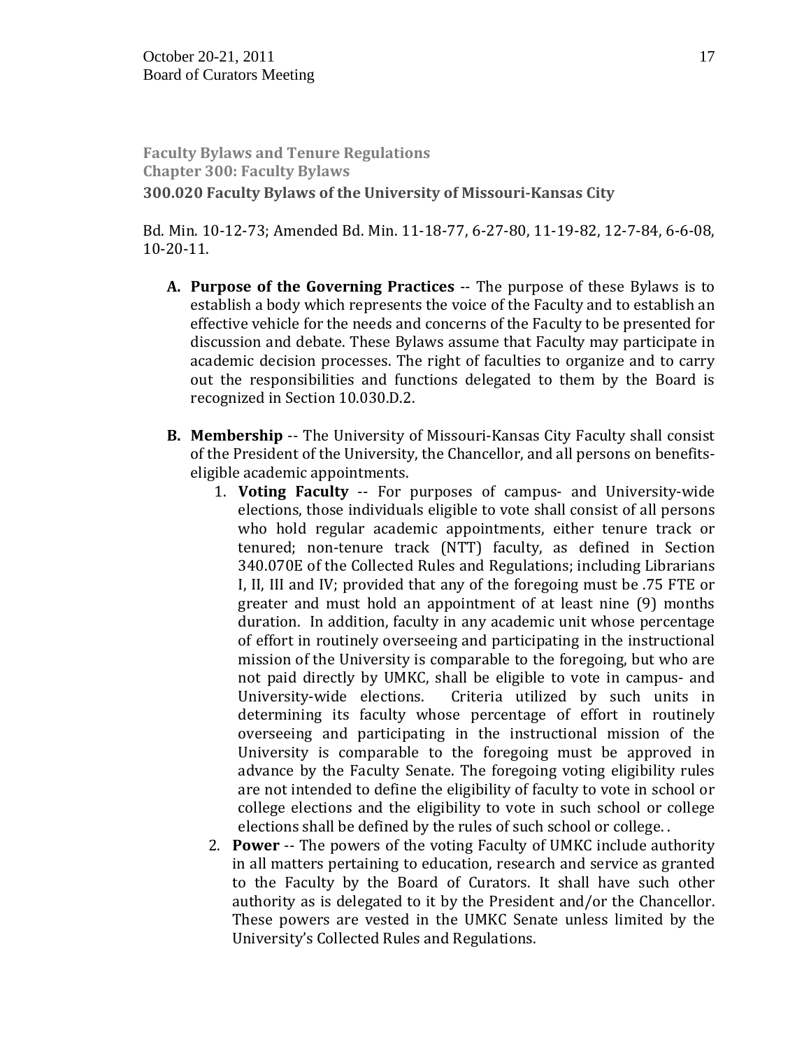**Faculty Bylaws and Tenure Regulations**
**Chapter 300: Faculty Bylaws**

### 300.020 Faculty Bylaws of the University of Missouri-Kansas City

Bd. Min. 10-12-73; Amended Bd. Min. 11-18-77, 6-27-80, 11-19-82, 12-7-84, 6-6-08, 10-20-11.

A. **Purpose of the Governing Practices** -- The purpose of these Bylaws is to establish a body which represents the voice of the Faculty and to establish an effective vehicle for the needs and concerns of the Faculty to be presented for discussion and debate. These Bylaws assume that Faculty may participate in academic decision processes. The right of faculties to organize and to carry out the responsibilities and functions delegated to them by the Board is recognized in Section 10.030.D.2.

B. **Membership** -- The University of Missouri-Kansas City Faculty shall consist of the President of the University, the Chancellor, and all persons on benefits-eligible academic appointments.
   1. **Voting Faculty** -- For purposes of campus- and University-wide elections, those individuals eligible to vote shall consist of all persons who hold regular academic appointments, either tenure track or tenured; non-tenure track (NTT) faculty, as defined in Section 340.070E of the Collected Rules and Regulations; including Librarians I, II, III and IV; provided that any of the foregoing must be .75 FTE or greater and must hold an appointment of at least nine (9) months duration. In addition, faculty in any academic unit whose percentage of effort in routinely overseeing and participating in the instructional mission of the University is comparable to the foregoing, but who are not paid directly by UMKC, shall be eligible to vote in campus- and University-wide elections. Criteria utilized by such units in determining its faculty whose percentage of effort in routinely overseeing and participating in the instructional mission of the University is comparable to the foregoing must be approved in advance by the Faculty Senate. The foregoing voting eligibility rules are not intended to define the eligibility of faculty to vote in school or college elections and the eligibility to vote in such school or college elections shall be defined by the rules of such school or college. .
   2. **Power** -- The powers of the voting Faculty of UMKC include authority in all matters pertaining to education, research and service as granted to the Faculty by the Board of Curators. It shall have such other authority as is delegated to it by the President and/or the Chancellor. These powers are vested in the UMKC Senate unless limited by the University's Collected Rules and Regulations.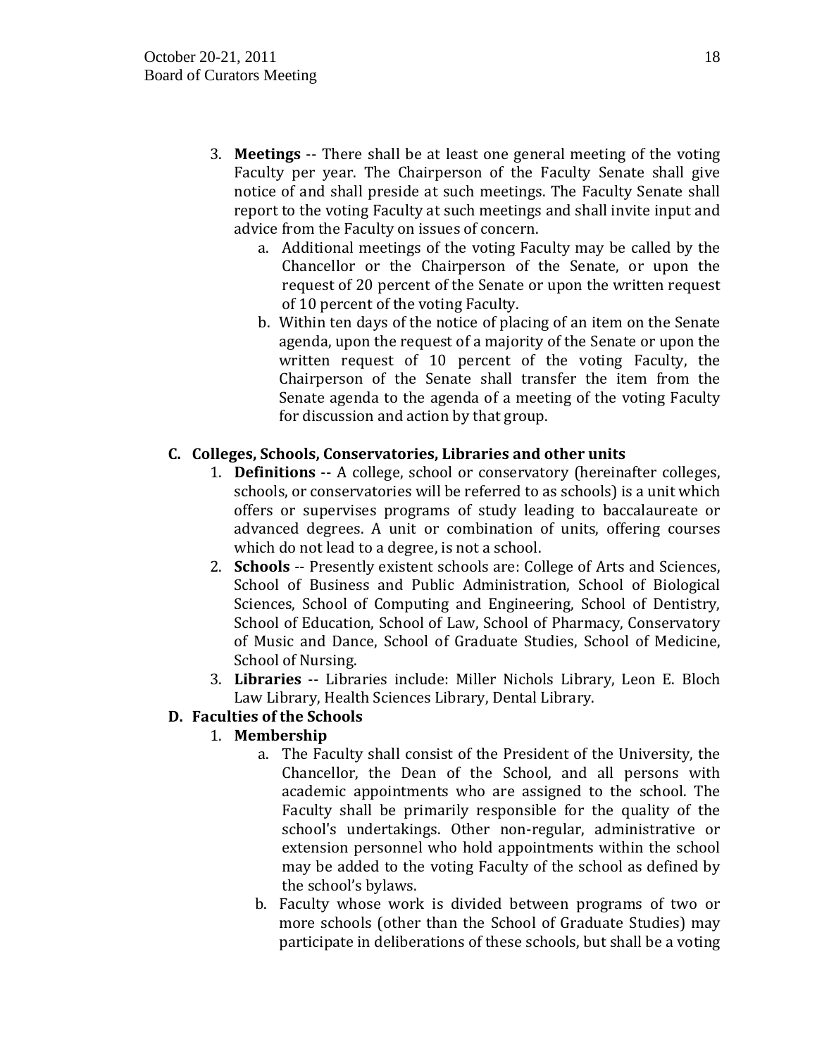3. **Meetings** -- There shall be at least one general meeting of the voting Faculty per year. The Chairperson of the Faculty Senate shall give notice of and shall preside at such meetings. The Faculty Senate shall report to the voting Faculty at such meetings and shall invite input and advice from the Faculty on issues of concern.
    a. Additional meetings of the voting Faculty may be called by the Chancellor or the Chairperson of the Senate, or upon the request of 20 percent of the Senate or upon the written request of 10 percent of the voting Faculty.
    b. Within ten days of the notice of placing of an item on the Senate agenda, upon the request of a majority of the Senate or upon the written request of 10 percent of the voting Faculty, the Chairperson of the Senate shall transfer the item from the Senate agenda to the agenda of a meeting of the voting Faculty for discussion and action by that group.

**C. Colleges, Schools, Conservatories, Libraries and other units**

1. **Definitions** -- A college, school or conservatory (hereinafter colleges, schools, or conservatories will be referred to as schools) is a unit which offers or supervises programs of study leading to baccalaureate or advanced degrees. A unit or combination of units, offering courses which do not lead to a degree, is not a school.
2. **Schools** -- Presently existent schools are: College of Arts and Sciences, School of Business and Public Administration, School of Biological Sciences, School of Computing and Engineering, School of Dentistry, School of Education, School of Law, School of Pharmacy, Conservatory of Music and Dance, School of Graduate Studies, School of Medicine, School of Nursing.
3. **Libraries** -- Libraries include: Miller Nichols Library, Leon E. Bloch Law Library, Health Sciences Library, Dental Library.

**D. Faculties of the Schools**

1. **Membership**
    a. The Faculty shall consist of the President of the University, the Chancellor, the Dean of the School, and all persons with academic appointments who are assigned to the school. The Faculty shall be primarily responsible for the quality of the school's undertakings. Other non-regular, administrative or extension personnel who hold appointments within the school may be added to the voting Faculty of the school as defined by the school's bylaws.
    b. Faculty whose work is divided between programs of two or more schools (other than the School of Graduate Studies) may participate in deliberations of these schools, but shall be a voting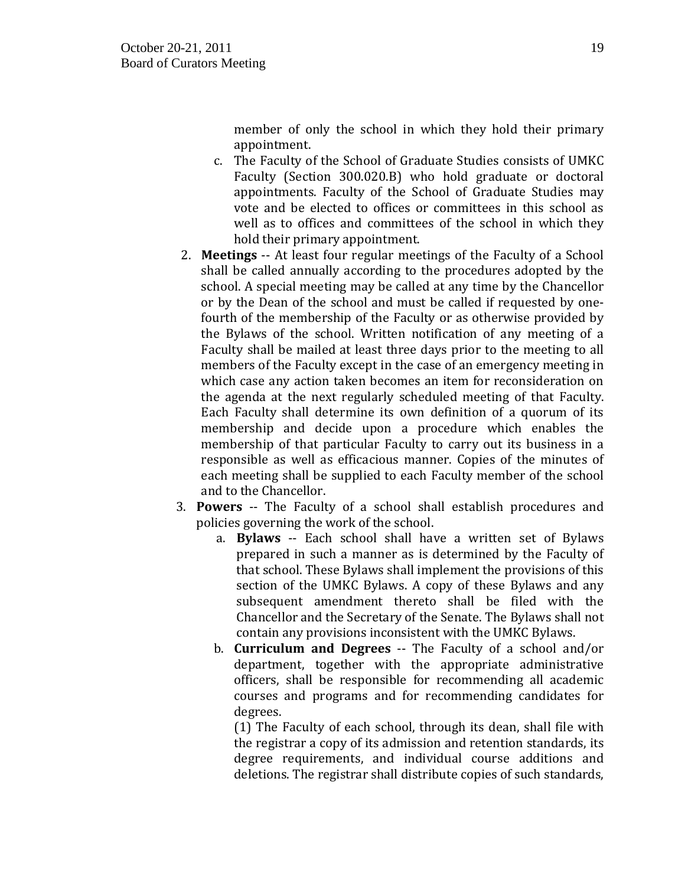member of only the school in which they hold their primary appointment.

   c. The Faculty of the School of Graduate Studies consists of UMKC Faculty (Section 300.020.B) who hold graduate or doctoral appointments. Faculty of the School of Graduate Studies may vote and be elected to offices or committees in this school as well as to offices and committees of the school in which they hold their primary appointment.

2. **Meetings** -- At least four regular meetings of the Faculty of a School shall be called annually according to the procedures adopted by the school. A special meeting may be called at any time by the Chancellor or by the Dean of the school and must be called if requested by one-fourth of the membership of the Faculty or as otherwise provided by the Bylaws of the school. Written notification of any meeting of a Faculty shall be mailed at least three days prior to the meeting to all members of the Faculty except in the case of an emergency meeting in which case any action taken becomes an item for reconsideration on the agenda at the next regularly scheduled meeting of that Faculty. Each Faculty shall determine its own definition of a quorum of its membership and decide upon a procedure which enables the membership of that particular Faculty to carry out its business in a responsible as well as efficacious manner. Copies of the minutes of each meeting shall be supplied to each Faculty member of the school and to the Chancellor.

3. **Powers** -- The Faculty of a school shall establish procedures and policies governing the work of the school.

   a. **Bylaws** -- Each school shall have a written set of Bylaws prepared in such a manner as is determined by the Faculty of that school. These Bylaws shall implement the provisions of this section of the UMKC Bylaws. A copy of these Bylaws and any subsequent amendment thereto shall be filed with the Chancellor and the Secretary of the Senate. The Bylaws shall not contain any provisions inconsistent with the UMKC Bylaws.

   b. **Curriculum and Degrees** -- The Faculty of a school and/or department, together with the appropriate administrative officers, shall be responsible for recommending all academic courses and programs and for recommending candidates for degrees.

      (1) The Faculty of each school, through its dean, shall file with the registrar a copy of its admission and retention standards, its degree requirements, and individual course additions and deletions. The registrar shall distribute copies of such standards,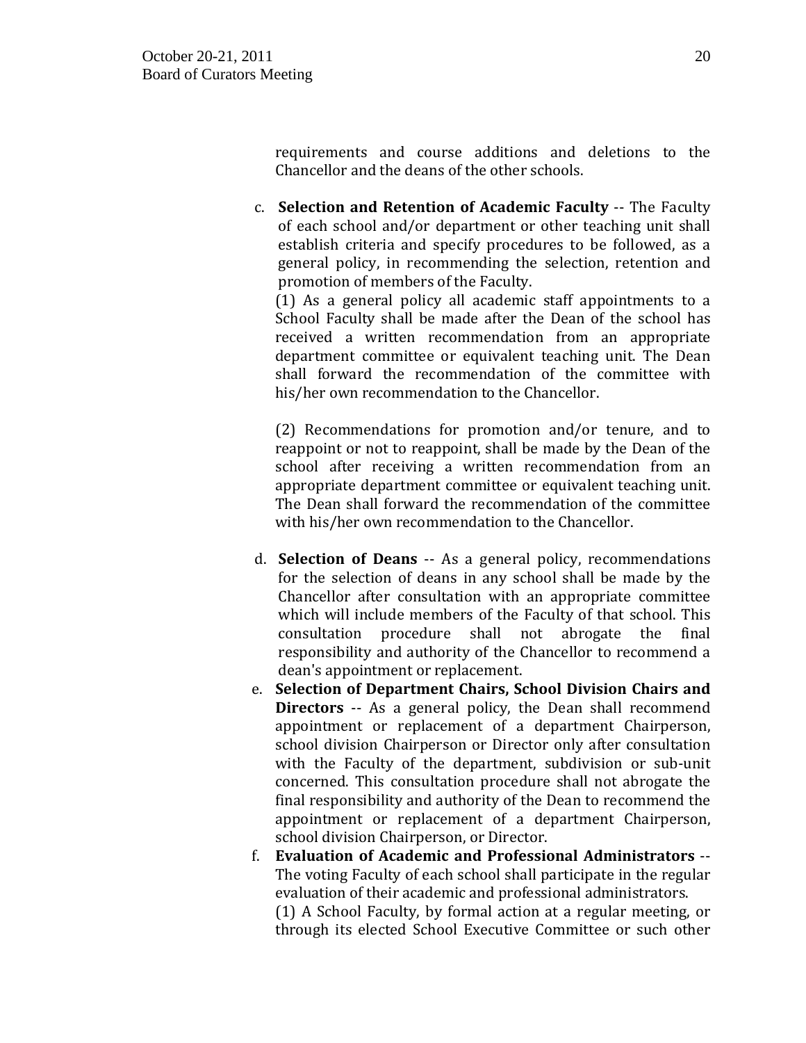requirements and course additions and deletions to the Chancellor and the deans of the other schools.

c. **Selection and Retention of Academic Faculty** -- The Faculty of each school and/or department or other teaching unit shall establish criteria and specify procedures to be followed, as a general policy, in recommending the selection, retention and promotion of members of the Faculty.

   (1) As a general policy all academic staff appointments to a School Faculty shall be made after the Dean of the school has received a written recommendation from an appropriate department committee or equivalent teaching unit. The Dean shall forward the recommendation of the committee with his/her own recommendation to the Chancellor.

   (2) Recommendations for promotion and/or tenure, and to reappoint or not to reappoint, shall be made by the Dean of the school after receiving a written recommendation from an appropriate department committee or equivalent teaching unit. The Dean shall forward the recommendation of the committee with his/her own recommendation to the Chancellor.

d. **Selection of Deans** -- As a general policy, recommendations for the selection of deans in any school shall be made by the Chancellor after consultation with an appropriate committee which will include members of the Faculty of that school. This consultation procedure shall not abrogate the final responsibility and authority of the Chancellor to recommend a dean's appointment or replacement.

e. **Selection of Department Chairs, School Division Chairs and Directors** -- As a general policy, the Dean shall recommend appointment or replacement of a department Chairperson, school division Chairperson or Director only after consultation with the Faculty of the department, subdivision or sub-unit concerned. This consultation procedure shall not abrogate the final responsibility and authority of the Dean to recommend the appointment or replacement of a department Chairperson, school division Chairperson, or Director.

f. **Evaluation of Academic and Professional Administrators** -- The voting Faculty of each school shall participate in the regular evaluation of their academic and professional administrators.

   (1) A School Faculty, by formal action at a regular meeting, or through its elected School Executive Committee or such other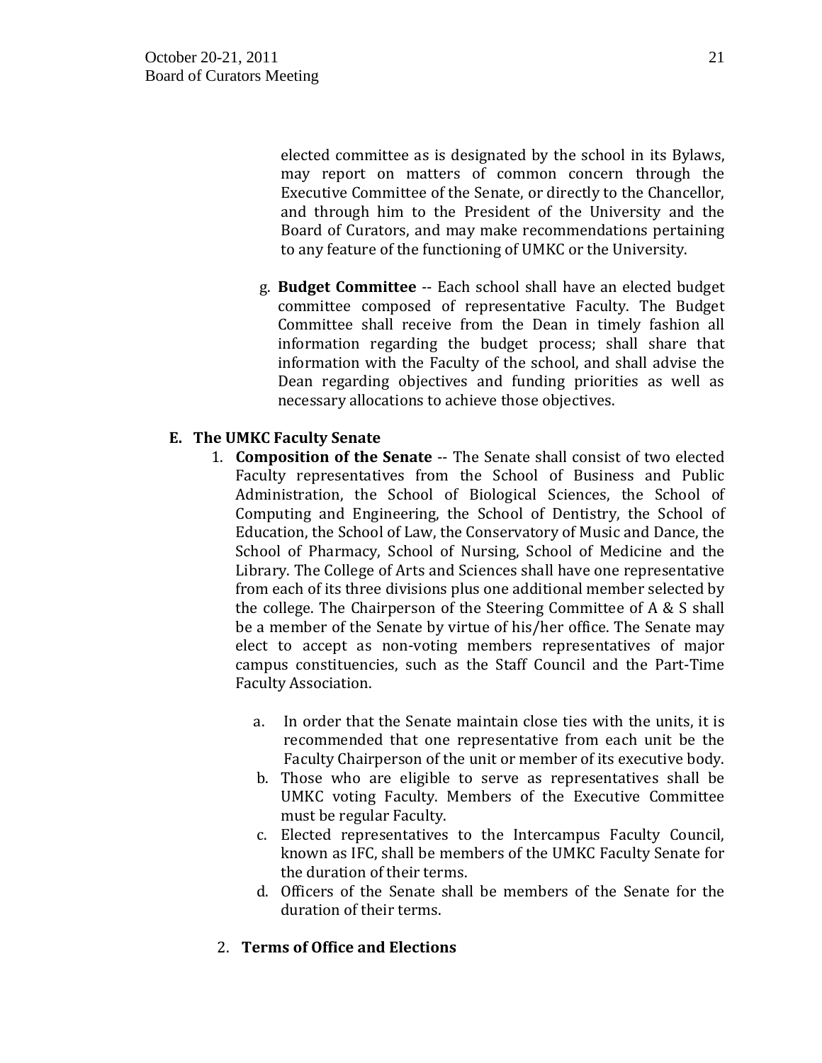elected committee as is designated by the school in its Bylaws, may report on matters of common concern through the Executive Committee of the Senate, or directly to the Chancellor, and through him to the President of the University and the Board of Curators, and may make recommendations pertaining to any feature of the functioning of UMKC or the University.

g. **Budget Committee** -- Each school shall have an elected budget committee composed of representative Faculty. The Budget Committee shall receive from the Dean in timely fashion all information regarding the budget process; shall share that information with the Faculty of the school, and shall advise the Dean regarding objectives and funding priorities as well as necessary allocations to achieve those objectives.

**E. The UMKC Faculty Senate**

1. **Composition of the Senate** -- The Senate shall consist of two elected Faculty representatives from the School of Business and Public Administration, the School of Biological Sciences, the School of Computing and Engineering, the School of Dentistry, the School of Education, the School of Law, the Conservatory of Music and Dance, the School of Pharmacy, School of Nursing, School of Medicine and the Library. The College of Arts and Sciences shall have one representative from each of its three divisions plus one additional member selected by the college. The Chairperson of the Steering Committee of A & S shall be a member of the Senate by virtue of his/her office. The Senate may elect to accept as non-voting members representatives of major campus constituencies, such as the Staff Council and the Part-Time Faculty Association.

   a. In order that the Senate maintain close ties with the units, it is recommended that one representative from each unit be the Faculty Chairperson of the unit or member of its executive body.
   b. Those who are eligible to serve as representatives shall be UMKC voting Faculty. Members of the Executive Committee must be regular Faculty.
   c. Elected representatives to the Intercampus Faculty Council, known as IFC, shall be members of the UMKC Faculty Senate for the duration of their terms.
   d. Officers of the Senate shall be members of the Senate for the duration of their terms.

2. **Terms of Office and Elections**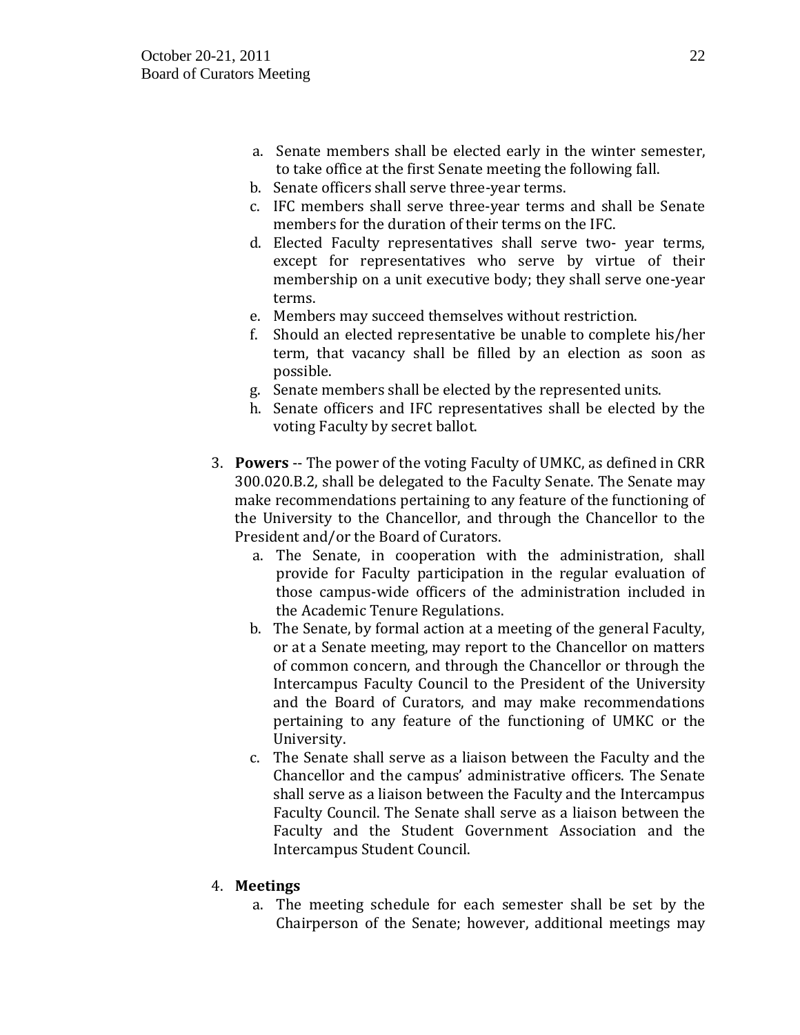a. Senate members shall be elected early in the winter semester, to take office at the first Senate meeting the following fall.
b. Senate officers shall serve three-year terms.
c. IFC members shall serve three-year terms and shall be Senate members for the duration of their terms on the IFC.
d. Elected Faculty representatives shall serve two- year terms, except for representatives who serve by virtue of their membership on a unit executive body; they shall serve one-year terms.
e. Members may succeed themselves without restriction.
f. Should an elected representative be unable to complete his/her term, that vacancy shall be filled by an election as soon as possible.
g. Senate members shall be elected by the represented units.
h. Senate officers and IFC representatives shall be elected by the voting Faculty by secret ballot.

3. **Powers** -- The power of the voting Faculty of UMKC, as defined in CRR 300.020.B.2, shall be delegated to the Faculty Senate. The Senate may make recommendations pertaining to any feature of the functioning of the University to the Chancellor, and through the Chancellor to the President and/or the Board of Curators.
   a. The Senate, in cooperation with the administration, shall provide for Faculty participation in the regular evaluation of those campus-wide officers of the administration included in the Academic Tenure Regulations.
   b. The Senate, by formal action at a meeting of the general Faculty, or at a Senate meeting, may report to the Chancellor on matters of common concern, and through the Chancellor or through the Intercampus Faculty Council to the President of the University and the Board of Curators, and may make recommendations pertaining to any feature of the functioning of UMKC or the University.
   c. The Senate shall serve as a liaison between the Faculty and the Chancellor and the campus' administrative officers. The Senate shall serve as a liaison between the Faculty and the Intercampus Faculty Council. The Senate shall serve as a liaison between the Faculty and the Student Government Association and the Intercampus Student Council.

4. **Meetings**
   a. The meeting schedule for each semester shall be set by the Chairperson of the Senate; however, additional meetings may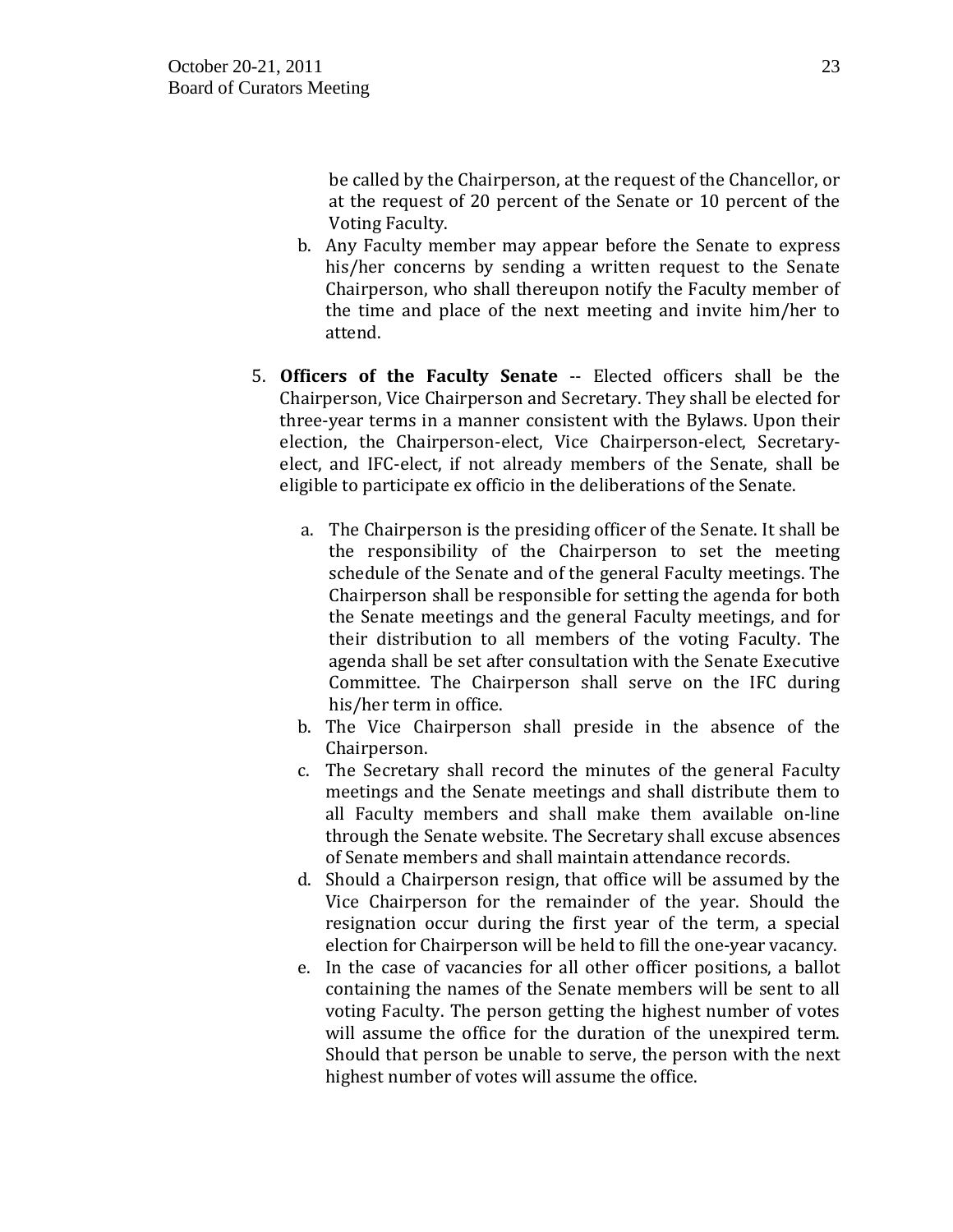be called by the Chairperson, at the request of the Chancellor, or at the request of 20 percent of the Senate or 10 percent of the Voting Faculty.

b. Any Faculty member may appear before the Senate to express his/her concerns by sending a written request to the Senate Chairperson, who shall thereupon notify the Faculty member of the time and place of the next meeting and invite him/her to attend.

5. **Officers of the Faculty Senate** -- Elected officers shall be the Chairperson, Vice Chairperson and Secretary. They shall be elected for three-year terms in a manner consistent with the Bylaws. Upon their election, the Chairperson-elect, Vice Chairperson-elect, Secretary-elect, and IFC-elect, if not already members of the Senate, shall be eligible to participate ex officio in the deliberations of the Senate.

   a. The Chairperson is the presiding officer of the Senate. It shall be the responsibility of the Chairperson to set the meeting schedule of the Senate and of the general Faculty meetings. The Chairperson shall be responsible for setting the agenda for both the Senate meetings and the general Faculty meetings, and for their distribution to all members of the voting Faculty. The agenda shall be set after consultation with the Senate Executive Committee. The Chairperson shall serve on the IFC during his/her term in office.
   b. The Vice Chairperson shall preside in the absence of the Chairperson.
   c. The Secretary shall record the minutes of the general Faculty meetings and the Senate meetings and shall distribute them to all Faculty members and shall make them available on-line through the Senate website. The Secretary shall excuse absences of Senate members and shall maintain attendance records.
   d. Should a Chairperson resign, that office will be assumed by the Vice Chairperson for the remainder of the year. Should the resignation occur during the first year of the term, a special election for Chairperson will be held to fill the one-year vacancy.
   e. In the case of vacancies for all other officer positions, a ballot containing the names of the Senate members will be sent to all voting Faculty. The person getting the highest number of votes will assume the office for the duration of the unexpired term. Should that person be unable to serve, the person with the next highest number of votes will assume the office.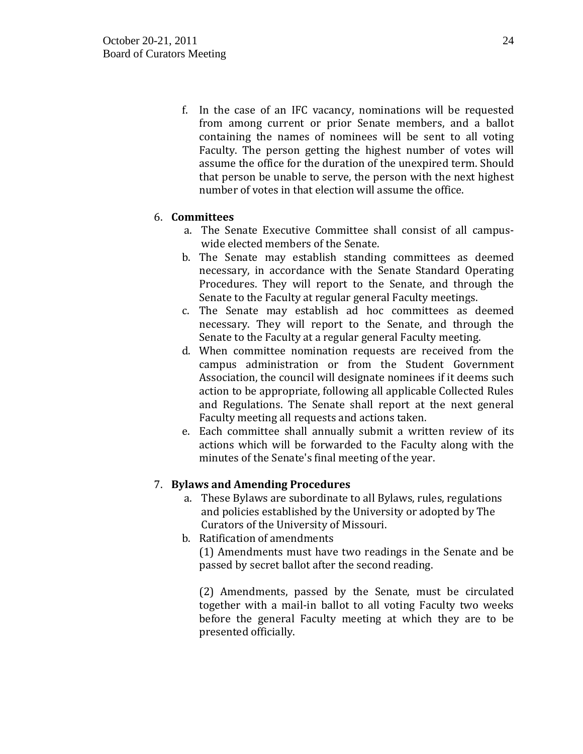f. In the case of an IFC vacancy, nominations will be requested from among current or prior Senate members, and a ballot containing the names of nominees will be sent to all voting Faculty. The person getting the highest number of votes will assume the office for the duration of the unexpired term. Should that person be unable to serve, the person with the next highest number of votes in that election will assume the office.

6. **Committees**
   a. The Senate Executive Committee shall consist of all campus-wide elected members of the Senate.
   b. The Senate may establish standing committees as deemed necessary, in accordance with the Senate Standard Operating Procedures. They will report to the Senate, and through the Senate to the Faculty at regular general Faculty meetings.
   c. The Senate may establish ad hoc committees as deemed necessary. They will report to the Senate, and through the Senate to the Faculty at a regular general Faculty meeting.
   d. When committee nomination requests are received from the campus administration or from the Student Government Association, the council will designate nominees if it deems such action to be appropriate, following all applicable Collected Rules and Regulations. The Senate shall report at the next general Faculty meeting all requests and actions taken.
   e. Each committee shall annually submit a written review of its actions which will be forwarded to the Faculty along with the minutes of the Senate's final meeting of the year.

7. **Bylaws and Amending Procedures**
   a. These Bylaws are subordinate to all Bylaws, rules, regulations and policies established by the University or adopted by The Curators of the University of Missouri.
   b. Ratification of amendments

      (1) Amendments must have two readings in the Senate and be passed by secret ballot after the second reading.

      (2) Amendments, passed by the Senate, must be circulated together with a mail-in ballot to all voting Faculty two weeks before the general Faculty meeting at which they are to be presented officially.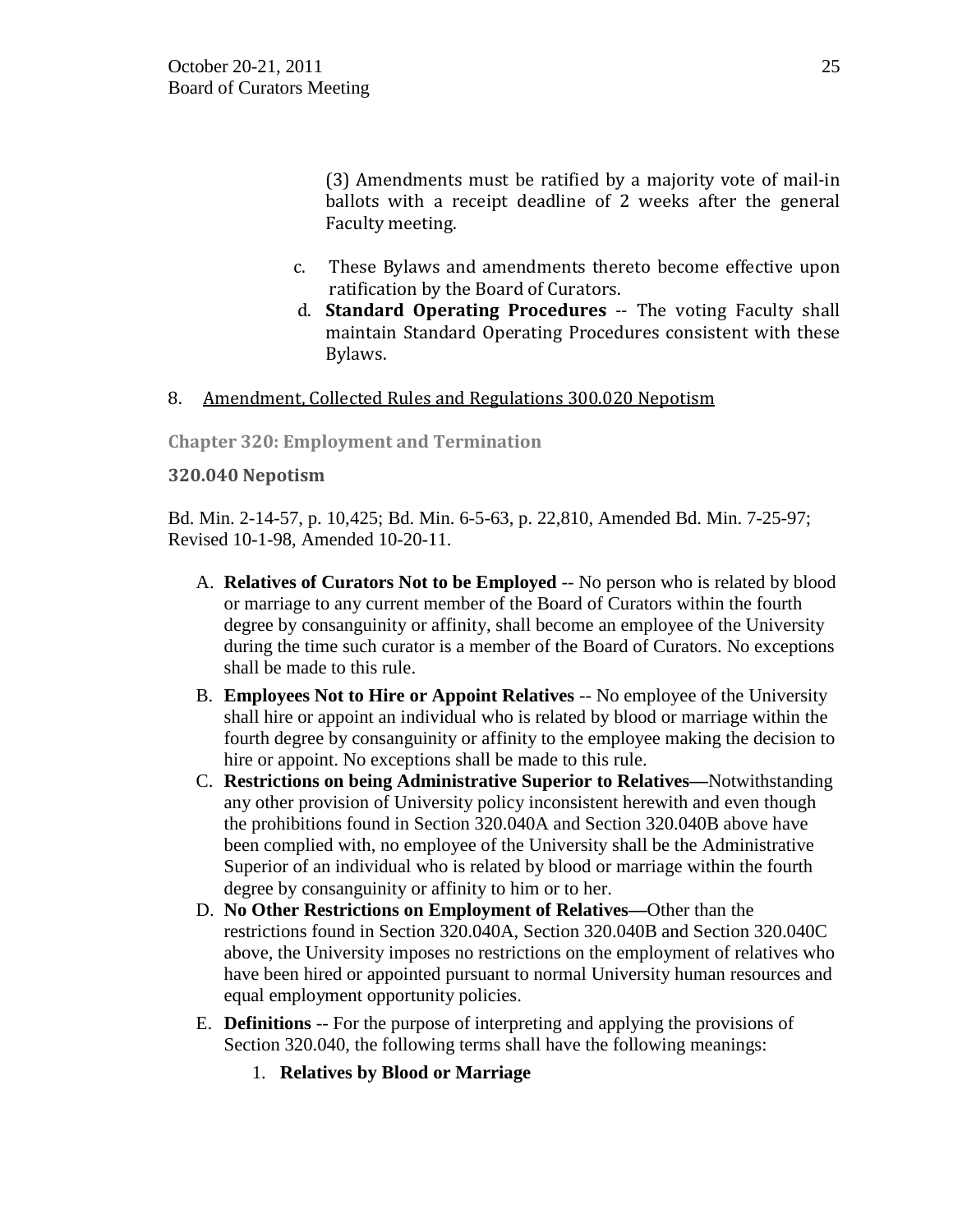(3) Amendments must be ratified by a majority vote of mail-in ballots with a receipt deadline of 2 weeks after the general Faculty meeting.

c. These Bylaws and amendments thereto become effective upon ratification by the Board of Curators.

d. **Standard Operating Procedures** -- The voting Faculty shall maintain Standard Operating Procedures consistent with these Bylaws.

8. Amendment, Collected Rules and Regulations 300.020 Nepotism

**Chapter 320: Employment and Termination**

**320.040 Nepotism**

Bd. Min. 2-14-57, p. 10,425; Bd. Min. 6-5-63, p. 22,810, Amended Bd. Min. 7-25-97; Revised 10-1-98, Amended 10-20-11.

A. **Relatives of Curators Not to be Employed** -- No person who is related by blood or marriage to any current member of the Board of Curators within the fourth degree by consanguinity or affinity, shall become an employee of the University during the time such curator is a member of the Board of Curators. No exceptions shall be made to this rule.

B. **Employees Not to Hire or Appoint Relatives** -- No employee of the University shall hire or appoint an individual who is related by blood or marriage within the fourth degree by consanguinity or affinity to the employee making the decision to hire or appoint. No exceptions shall be made to this rule.

C. **Restrictions on being Administrative Superior to Relatives—**Notwithstanding any other provision of University policy inconsistent herewith and even though the prohibitions found in Section 320.040A and Section 320.040B above have been complied with, no employee of the University shall be the Administrative Superior of an individual who is related by blood or marriage within the fourth degree by consanguinity or affinity to him or to her.

D. **No Other Restrictions on Employment of Relatives—**Other than the restrictions found in Section 320.040A, Section 320.040B and Section 320.040C above, the University imposes no restrictions on the employment of relatives who have been hired or appointed pursuant to normal University human resources and equal employment opportunity policies.

E. **Definitions** -- For the purpose of interpreting and applying the provisions of Section 320.040, the following terms shall have the following meanings:

   1. **Relatives by Blood or Marriage**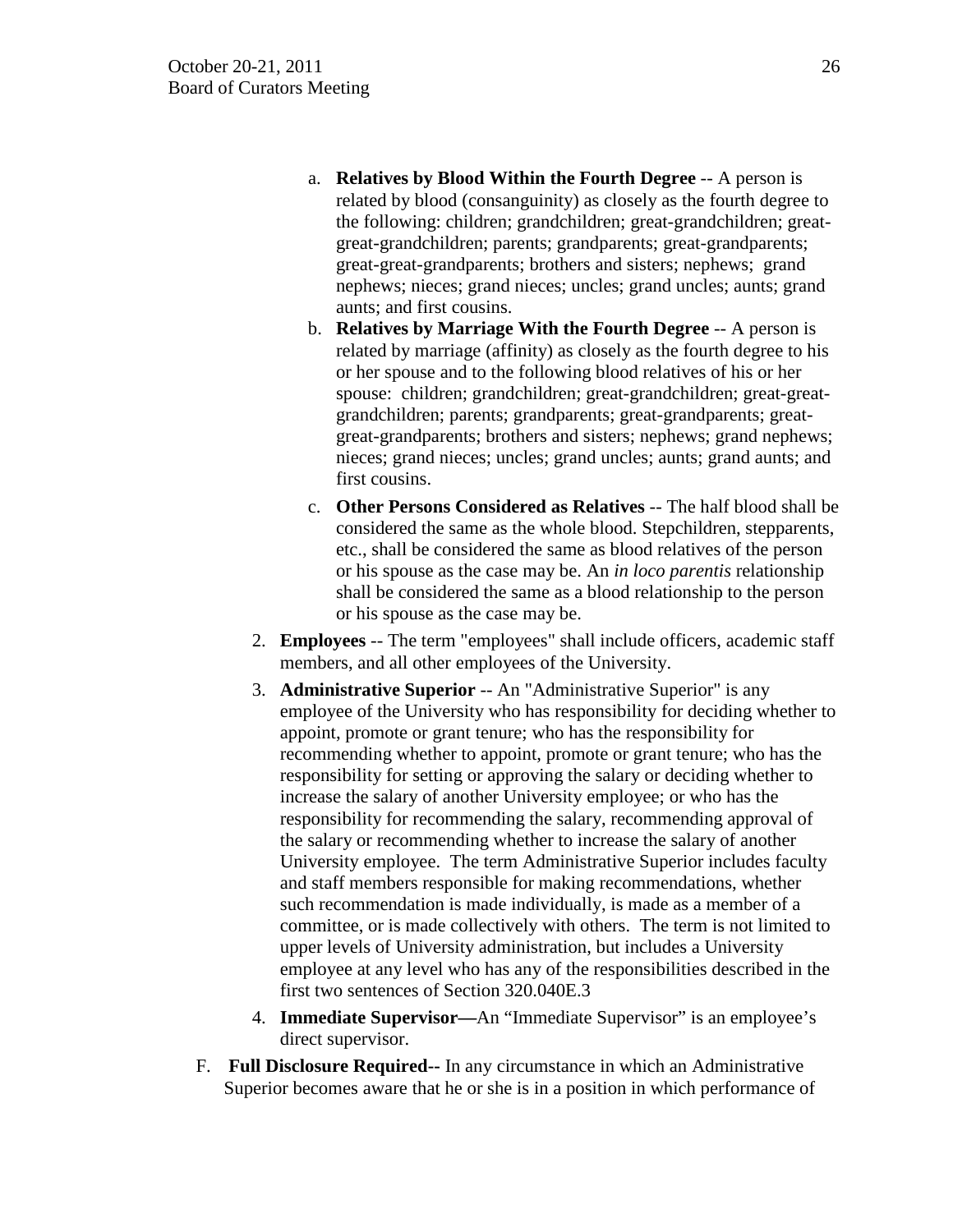a. **Relatives by Blood Within the Fourth Degree** -- A person is related by blood (consanguinity) as closely as the fourth degree to the following: children; grandchildren; great-grandchildren; great-great-grandchildren; parents; grandparents; great-grandparents; great-great-grandparents; brothers and sisters; nephews; grand nephews; nieces; grand nieces; uncles; grand uncles; aunts; grand aunts; and first cousins.
b. **Relatives by Marriage With the Fourth Degree** -- A person is related by marriage (affinity) as closely as the fourth degree to his or her spouse and to the following blood relatives of his or her spouse: children; grandchildren; great-grandchildren; great-great-grandchildren; parents; grandparents; great-grandparents; great-great-grandparents; brothers and sisters; nephews; grand nephews; nieces; grand nieces; uncles; grand uncles; aunts; grand aunts; and first cousins.
c. **Other Persons Considered as Relatives** -- The half blood shall be considered the same as the whole blood. Stepchildren, stepparents, etc., shall be considered the same as blood relatives of the person or his spouse as the case may be. An *in loco parentis* relationship shall be considered the same as a blood relationship to the person or his spouse as the case may be.

2. **Employees** -- The term "employees" shall include officers, academic staff members, and all other employees of the University.
3. **Administrative Superior** -- An "Administrative Superior" is any employee of the University who has responsibility for deciding whether to appoint, promote or grant tenure; who has the responsibility for recommending whether to appoint, promote or grant tenure; who has the responsibility for setting or approving the salary or deciding whether to increase the salary of another University employee; or who has the responsibility for recommending the salary, recommending approval of the salary or recommending whether to increase the salary of another University employee. The term Administrative Superior includes faculty and staff members responsible for making recommendations, whether such recommendation is made individually, is made as a member of a committee, or is made collectively with others. The term is not limited to upper levels of University administration, but includes a University employee at any level who has any of the responsibilities described in the first two sentences of Section 320.040E.3
4. **Immediate Supervisor—**An "Immediate Supervisor" is an employee's direct supervisor.

F. **Full Disclosure Required--** In any circumstance in which an Administrative Superior becomes aware that he or she is in a position in which performance of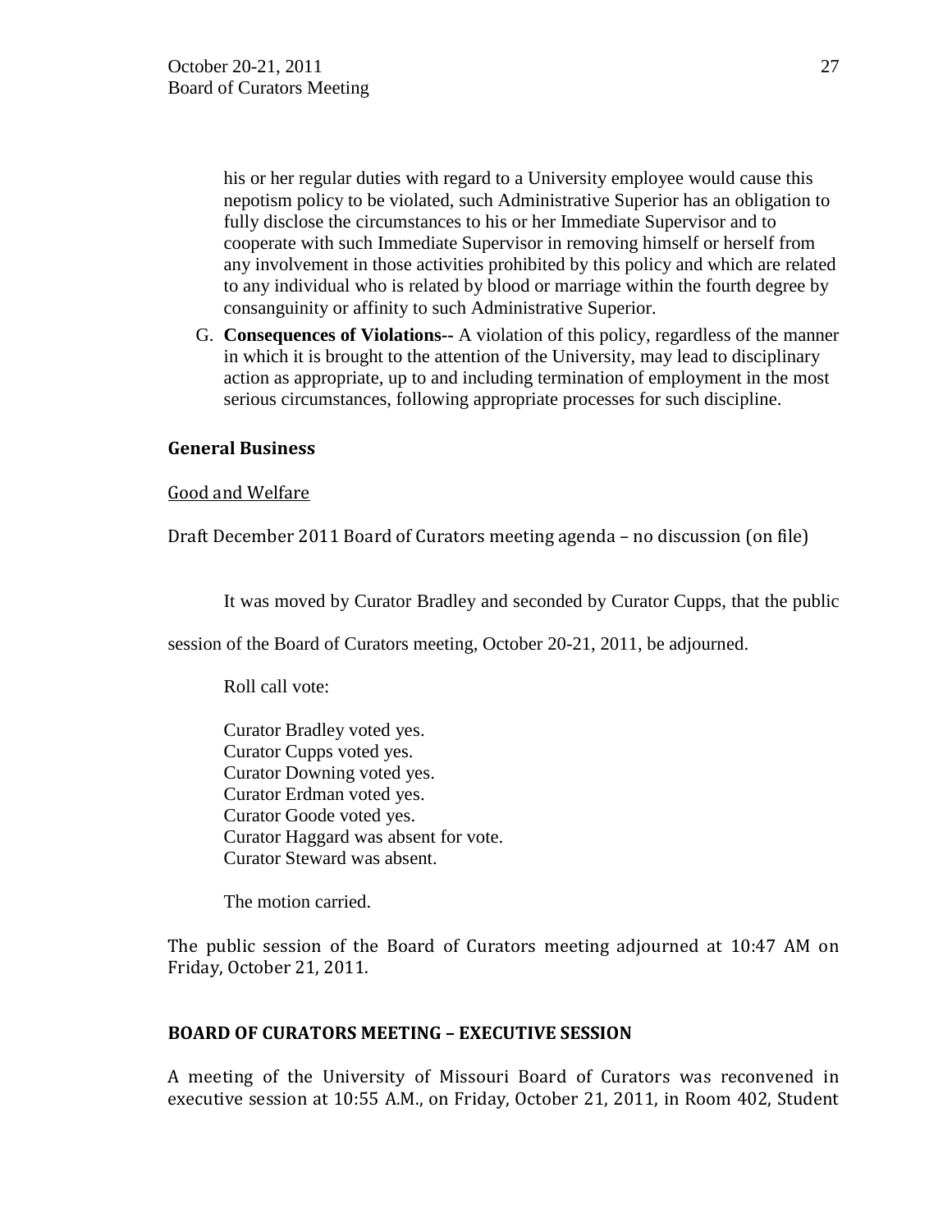his or her regular duties with regard to a University employee would cause this nepotism policy to be violated, such Administrative Superior has an obligation to fully disclose the circumstances to his or her Immediate Supervisor and to cooperate with such Immediate Supervisor in removing himself or herself from any involvement in those activities prohibited by this policy and which are related to any individual who is related by blood or marriage within the fourth degree by consanguinity or affinity to such Administrative Superior.

G. **Consequences of Violations**-- A violation of this policy, regardless of the manner in which it is brought to the attention of the University, may lead to disciplinary action as appropriate, up to and including termination of employment in the most serious circumstances, following appropriate processes for such discipline.

## General Business

Good and Welfare

Draft December 2011 Board of Curators meeting agenda – no discussion (on file)

It was moved by Curator Bradley and seconded by Curator Cupps, that the public session of the Board of Curators meeting, October 20-21, 2011, be adjourned.

Roll call vote:

Curator Bradley voted yes.
Curator Cupps voted yes.
Curator Downing voted yes.
Curator Erdman voted yes.
Curator Goode voted yes.
Curator Haggard was absent for vote.
Curator Steward was absent.

The motion carried.

The public session of the Board of Curators meeting adjourned at 10:47 AM on Friday, October 21, 2011.

## BOARD OF CURATORS MEETING – EXECUTIVE SESSION

A meeting of the University of Missouri Board of Curators was reconvened in executive session at 10:55 A.M., on Friday, October 21, 2011, in Room 402, Student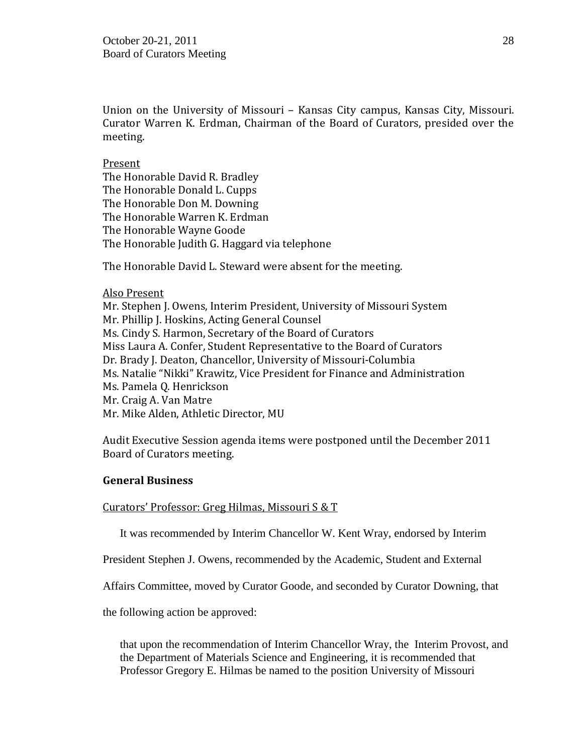Union on the University of Missouri – Kansas City campus, Kansas City, Missouri. Curator Warren K. Erdman, Chairman of the Board of Curators, presided over the meeting.

Present
The Honorable David R. Bradley
The Honorable Donald L. Cupps
The Honorable Don M. Downing
The Honorable Warren K. Erdman
The Honorable Wayne Goode
The Honorable Judith G. Haggard via telephone

The Honorable David L. Steward were absent for the meeting.

Also Present
Mr. Stephen J. Owens, Interim President, University of Missouri System
Mr. Phillip J. Hoskins, Acting General Counsel
Ms. Cindy S. Harmon, Secretary of the Board of Curators
Miss Laura A. Confer, Student Representative to the Board of Curators
Dr. Brady J. Deaton, Chancellor, University of Missouri-Columbia
Ms. Natalie "Nikki" Krawitz, Vice President for Finance and Administration
Ms. Pamela Q. Henrickson
Mr. Craig A. Van Matre
Mr. Mike Alden, Athletic Director, MU

Audit Executive Session agenda items were postponed until the December 2011 Board of Curators meeting.

## General Business

Curators' Professor: Greg Hilmas, Missouri S & T

It was recommended by Interim Chancellor W. Kent Wray, endorsed by Interim President Stephen J. Owens, recommended by the Academic, Student and External Affairs Committee, moved by Curator Goode, and seconded by Curator Downing, that the following action be approved:

> that upon the recommendation of Interim Chancellor Wray, the Interim Provost, and the Department of Materials Science and Engineering, it is recommended that Professor Gregory E. Hilmas be named to the position University of Missouri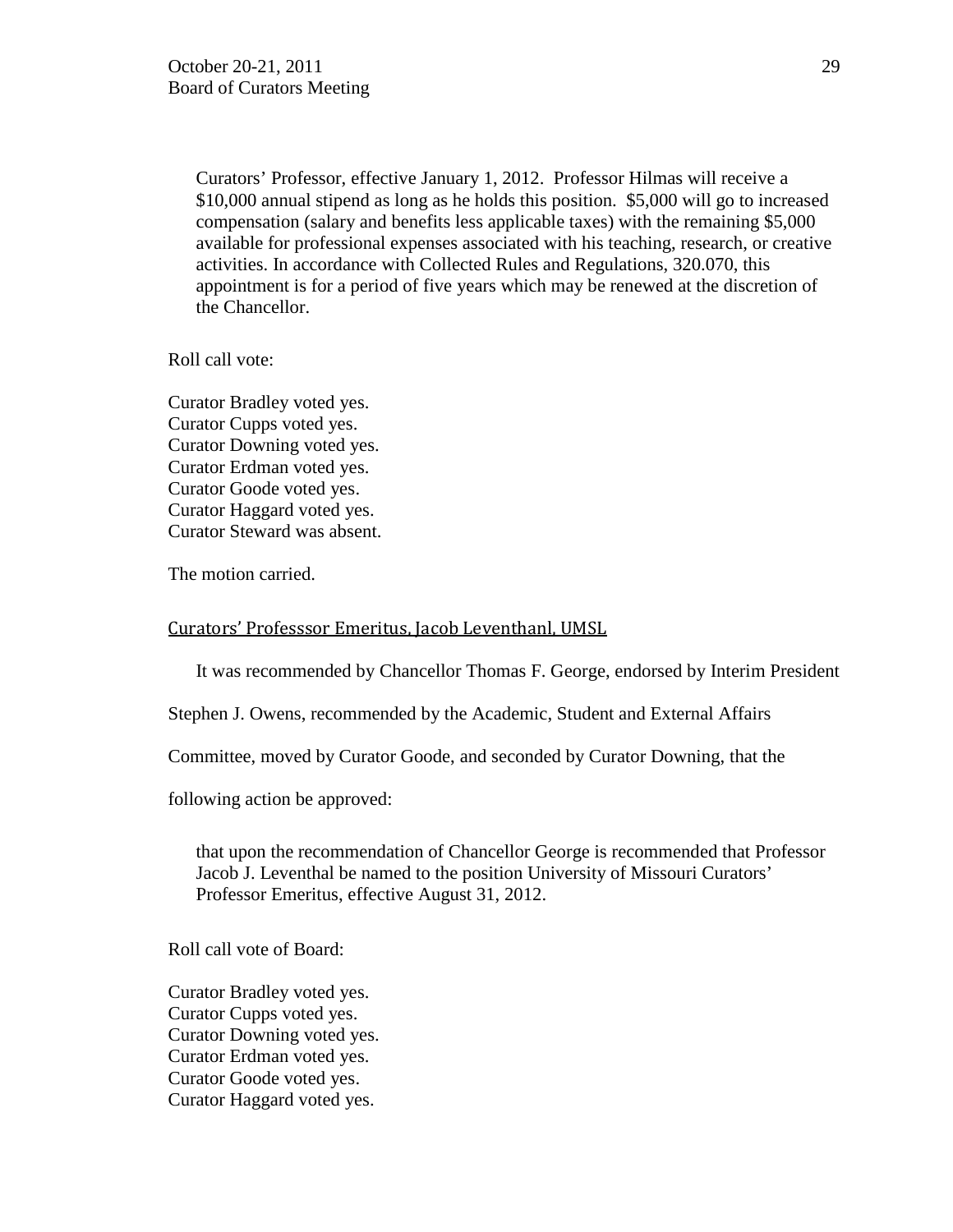Curators' Professor, effective January 1, 2012. Professor Hilmas will receive a $10,000 annual stipend as long as he holds this position. $5,000 will go to increased compensation (salary and benefits less applicable taxes) with the remaining $5,000 available for professional expenses associated with his teaching, research, or creative activities. In accordance with Collected Rules and Regulations, 320.070, this appointment is for a period of five years which may be renewed at the discretion of the Chancellor.

Roll call vote:

Curator Bradley voted yes.
Curator Cupps voted yes.
Curator Downing voted yes.
Curator Erdman voted yes.
Curator Goode voted yes.
Curator Haggard voted yes.
Curator Steward was absent.

The motion carried.

Curators' Professsor Emeritus, Jacob Leventhanl, UMSL

It was recommended by Chancellor Thomas F. George, endorsed by Interim President Stephen J. Owens, recommended by the Academic, Student and External Affairs Committee, moved by Curator Goode, and seconded by Curator Downing, that the following action be approved:

that upon the recommendation of Chancellor George is recommended that Professor Jacob J. Leventhal be named to the position University of Missouri Curators' Professor Emeritus, effective August 31, 2012.

Roll call vote of Board:

Curator Bradley voted yes.
Curator Cupps voted yes.
Curator Downing voted yes.
Curator Erdman voted yes.
Curator Goode voted yes.
Curator Haggard voted yes.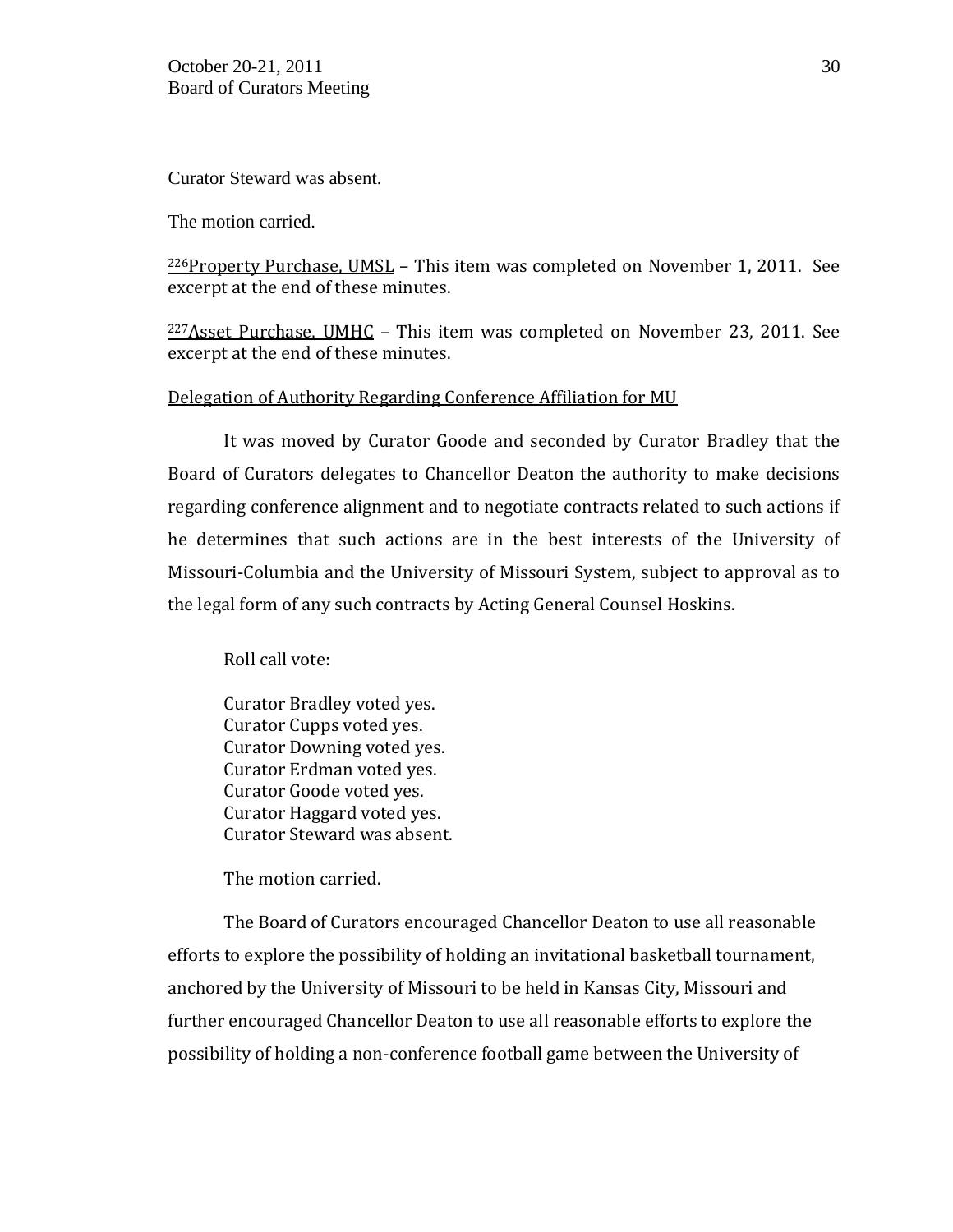Curator Steward was absent.

The motion carried.

[226]Property Purchase, UMSL – This item was completed on November 1, 2011. See excerpt at the end of these minutes.

[227]Asset Purchase, UMHC – This item was completed on November 23, 2011. See excerpt at the end of these minutes.

Delegation of Authority Regarding Conference Affiliation for MU

It was moved by Curator Goode and seconded by Curator Bradley that the Board of Curators delegates to Chancellor Deaton the authority to make decisions regarding conference alignment and to negotiate contracts related to such actions if he determines that such actions are in the best interests of the University of Missouri-Columbia and the University of Missouri System, subject to approval as to the legal form of any such contracts by Acting General Counsel Hoskins.

Roll call vote:

Curator Bradley voted yes.
Curator Cupps voted yes.
Curator Downing voted yes.
Curator Erdman voted yes.
Curator Goode voted yes.
Curator Haggard voted yes.
Curator Steward was absent.

The motion carried.

The Board of Curators encouraged Chancellor Deaton to use all reasonable efforts to explore the possibility of holding an invitational basketball tournament, anchored by the University of Missouri to be held in Kansas City, Missouri and further encouraged Chancellor Deaton to use all reasonable efforts to explore the possibility of holding a non-conference football game between the University of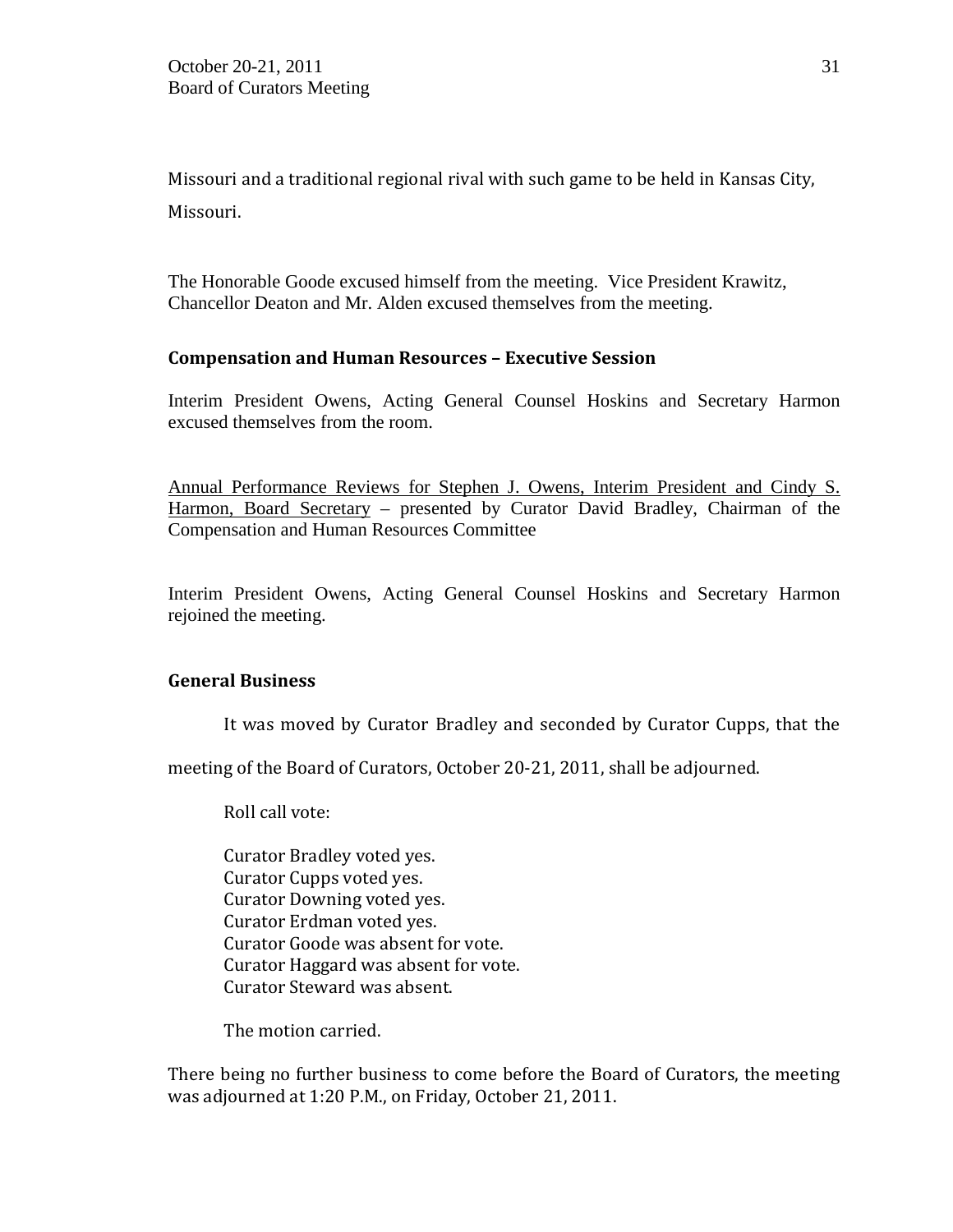Missouri and a traditional regional rival with such game to be held in Kansas City, Missouri.

The Honorable Goode excused himself from the meeting. Vice President Krawitz, Chancellor Deaton and Mr. Alden excused themselves from the meeting.

**Compensation and Human Resources – Executive Session**

Interim President Owens, Acting General Counsel Hoskins and Secretary Harmon excused themselves from the room.

Annual Performance Reviews for Stephen J. Owens, Interim President and Cindy S. Harmon, Board Secretary – presented by Curator David Bradley, Chairman of the Compensation and Human Resources Committee

Interim President Owens, Acting General Counsel Hoskins and Secretary Harmon rejoined the meeting.

**General Business**

It was moved by Curator Bradley and seconded by Curator Cupps, that the meeting of the Board of Curators, October 20-21, 2011, shall be adjourned.

Roll call vote:

Curator Bradley voted yes.
Curator Cupps voted yes.
Curator Downing voted yes.
Curator Erdman voted yes.
Curator Goode was absent for vote.
Curator Haggard was absent for vote.
Curator Steward was absent.

The motion carried.

There being no further business to come before the Board of Curators, the meeting was adjourned at 1:20 P.M., on Friday, October 21, 2011.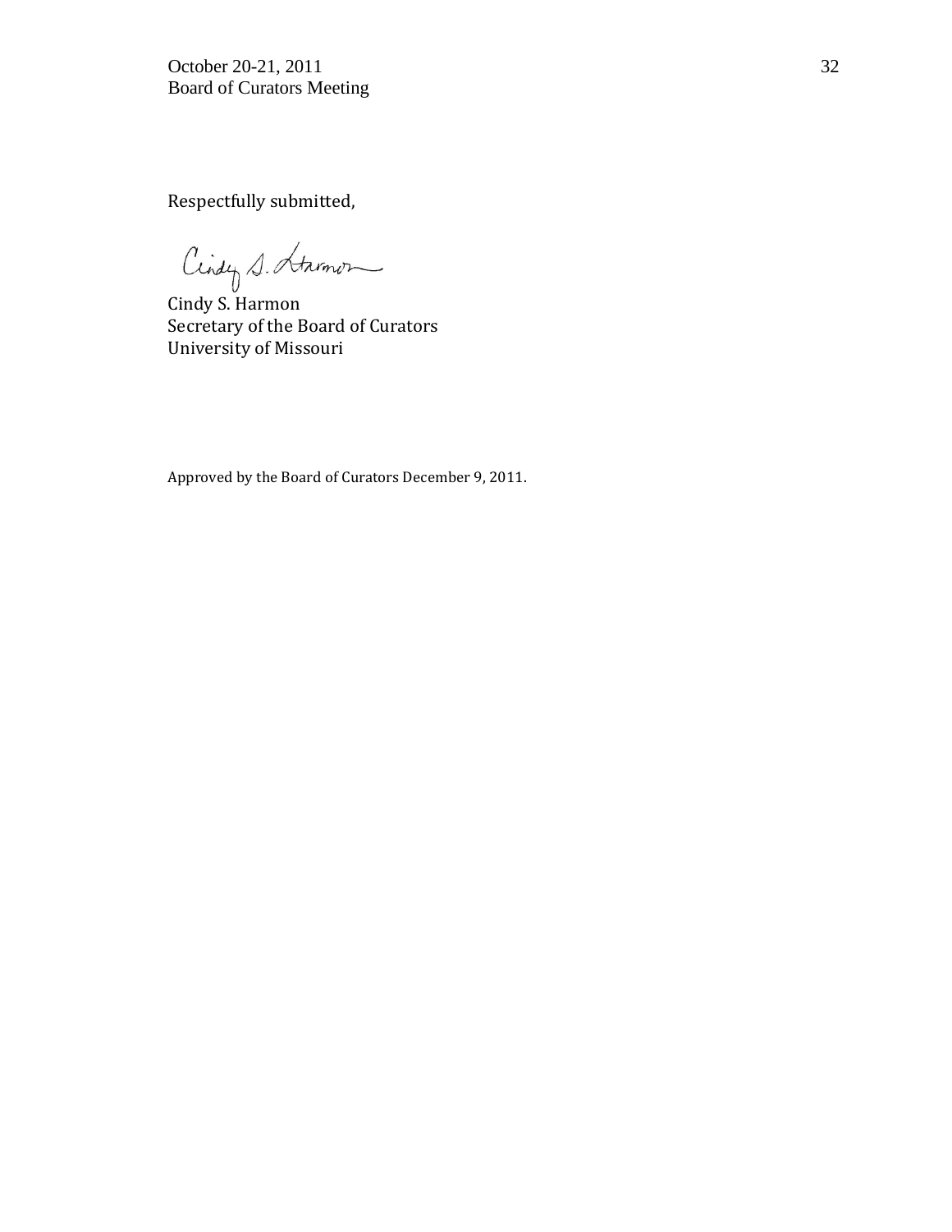Respectfully submitted,

Cindy S. Harmon
Secretary of the Board of Curators
University of Missouri

Approved by the Board of Curators December 9, 2011.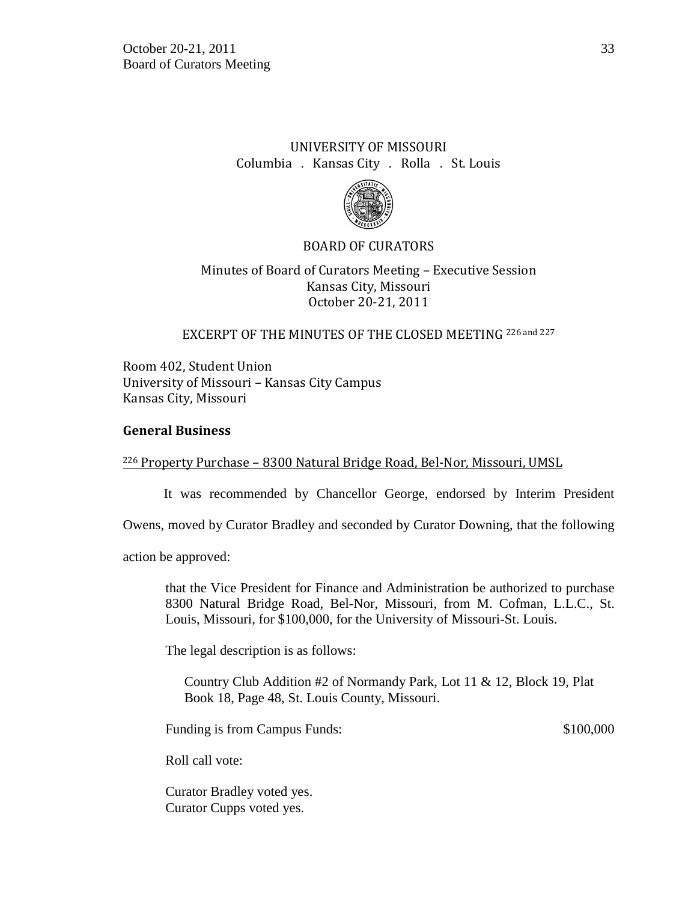UNIVERSITY OF MISSOURI
Columbia . Kansas City . Rolla . St. Louis

BOARD OF CURATORS

Minutes of Board of Curators Meeting – Executive Session
Kansas City, Missouri
October 20-21, 2011

EXCERPT OF THE MINUTES OF THE CLOSED MEETING [226 and 227]

Room 402, Student Union
University of Missouri – Kansas City Campus
Kansas City, Missouri

## General Business

[226] Property Purchase – 8300 Natural Bridge Road, Bel-Nor, Missouri, UMSL

It was recommended by Chancellor George, endorsed by Interim President Owens, moved by Curator Bradley and seconded by Curator Downing, that the following action be approved:

> that the Vice President for Finance and Administration be authorized to purchase 8300 Natural Bridge Road, Bel-Nor, Missouri, from M. Cofman, L.L.C., St. Louis, Missouri, for $100,000, for the University of Missouri-St. Louis.
>
> The legal description is as follows:
>
> Country Club Addition #2 of Normandy Park, Lot 11 & 12, Block 19, Plat Book 18, Page 48, St. Louis County, Missouri.
>
> Funding is from Campus Funds: $100,000
>
> Roll call vote:
>
> Curator Bradley voted yes.
> Curator Cupps voted yes.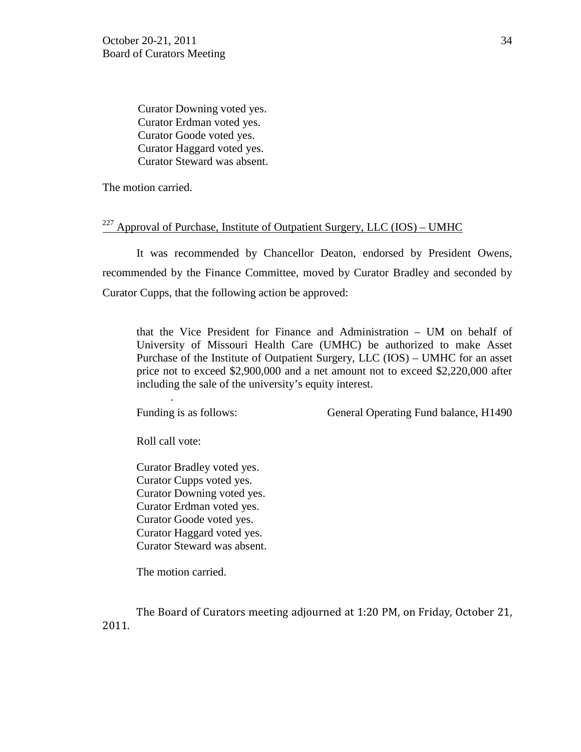Curator Downing voted yes.
Curator Erdman voted yes.
Curator Goode voted yes.
Curator Haggard voted yes.
Curator Steward was absent.

The motion carried.

[227] Approval of Purchase, Institute of Outpatient Surgery, LLC (IOS) – UMHC

It was recommended by Chancellor Deaton, endorsed by President Owens, recommended by the Finance Committee, moved by Curator Bradley and seconded by Curator Cupps, that the following action be approved:

> that the Vice President for Finance and Administration – UM on behalf of University of Missouri Health Care (UMHC) be authorized to make Asset Purchase of the Institute of Outpatient Surgery, LLC (IOS) – UMHC for an asset price not to exceed $2,900,000 and a net amount not to exceed $2,220,000 after including the sale of the university's equity interest.
>
> .
>
> Funding is as follows: General Operating Fund balance, H1490
>
> Roll call vote:
>
> Curator Bradley voted yes.
> Curator Cupps voted yes.
> Curator Downing voted yes.
> Curator Erdman voted yes.
> Curator Goode voted yes.
> Curator Haggard voted yes.
> Curator Steward was absent.
>
> The motion carried.

The Board of Curators meeting adjourned at 1:20 PM, on Friday, October 21, 2011.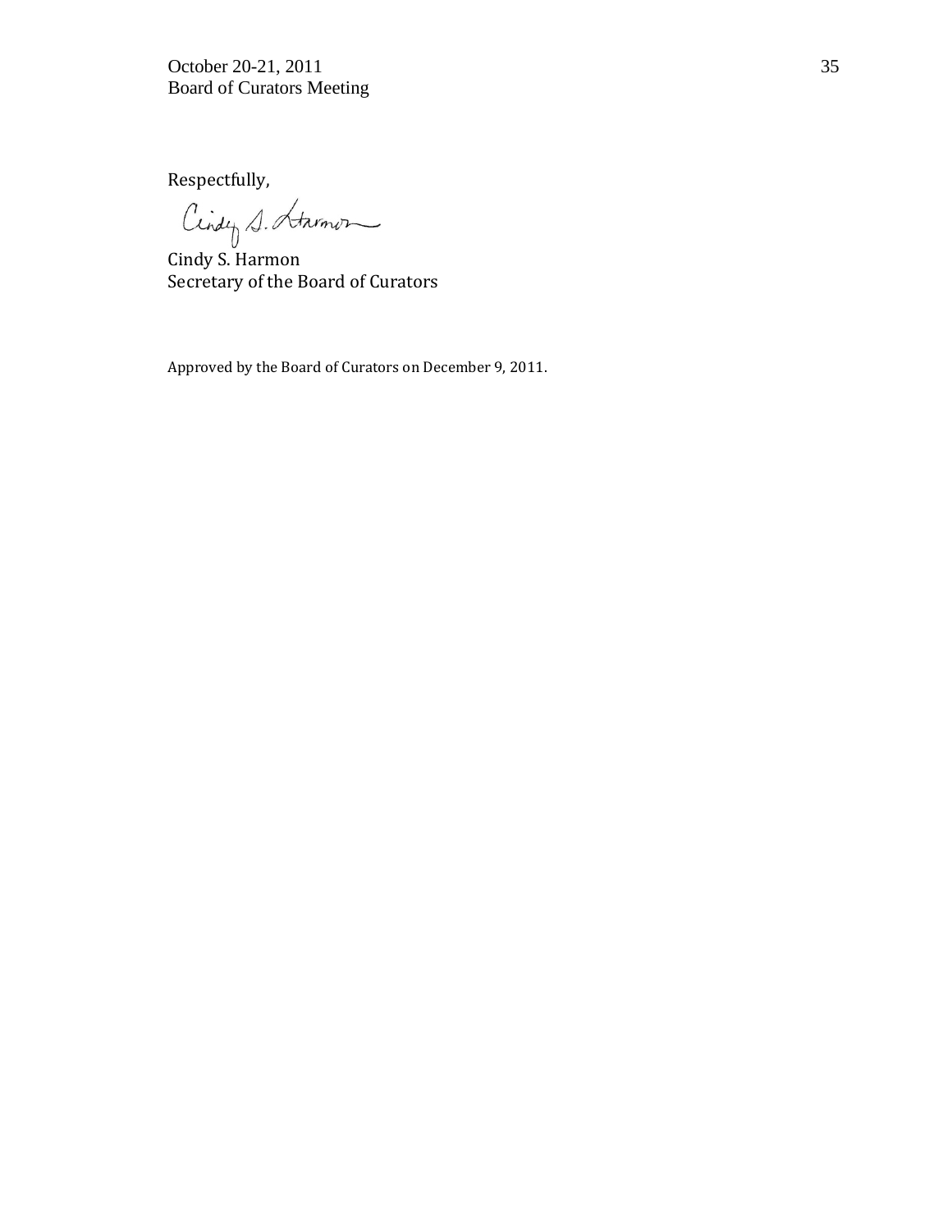Respectfully,

Cindy S. Harmon
Secretary of the Board of Curators

Approved by the Board of Curators on December 9, 2011.